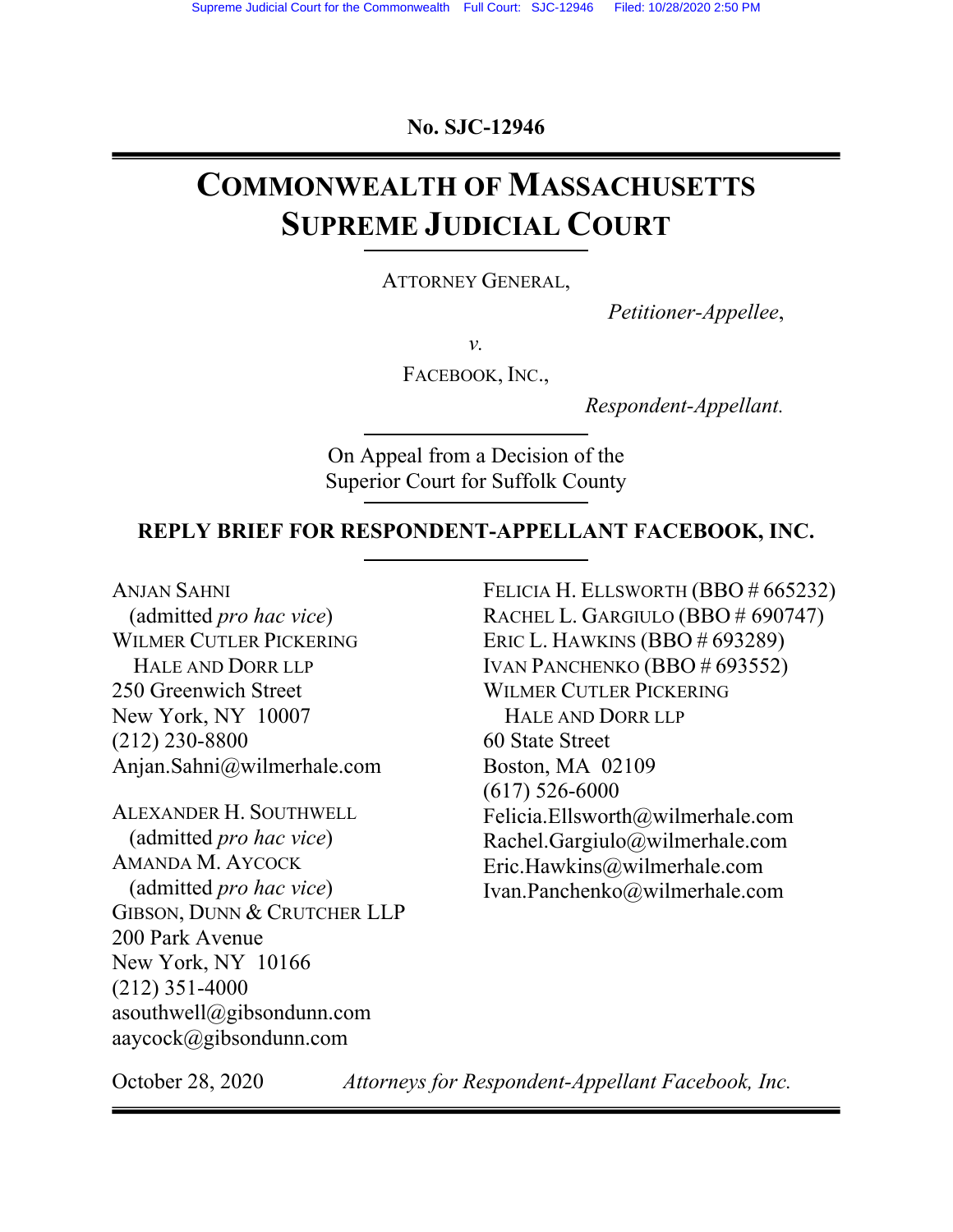Supreme Judicial Court for the Commonwealth Full Court: SJC-12946 Filed: 10/28/2020 2:50 PM

**No. SJC-12946**

# COMMONWEALTH OF MASSACHUSETTS SUPREME JUDICIAL COURT

ATTORNEY GENERAL,

*Petitioner-Appellee*,

*v.*

FACEBOOK, INC.,

*Respondent-Appellant.*

On Appeal from a Decision of the Superior Court for Suffolk County

**REPLY BRIEF FOR RESPONDENT-APPELLANT FACEBOOK, INC.**

ANJAN SAHNI
(admitted *pro hac vice*)
WILMER CUTLER PICKERING
HALE AND DORR LLP
250 Greenwich Street
New York, NY 10007
(212) 230-8800
Anjan.Sahni@wilmerhale.com

ALEXANDER H. SOUTHWELL
(admitted *pro hac vice*)
AMANDA M. AYCOCK
(admitted *pro hac vice*)
GIBSON, DUNN & CRUTCHER LLP
200 Park Avenue
New York, NY 10166
(212) 351-4000
asouthwell@gibsondunn.com
aaycock@gibsondunn.com

FELICIA H. ELLSWORTH (BBO # 665232)
RACHEL L. GARGIULO (BBO # 690747)
ERIC L. HAWKINS (BBO # 693289)
IVAN PANCHENKO (BBO # 693552)
WILMER CUTLER PICKERING
HALE AND DORR LLP
60 State Street
Boston, MA 02109
(617) 526-6000
Felicia.Ellsworth@wilmerhale.com
Rachel.Gargiulo@wilmerhale.com
Eric.Hawkins@wilmerhale.com
Ivan.Panchenko@wilmerhale.com

October 28, 2020

*Attorneys for Respondent-Appellant Facebook, Inc.*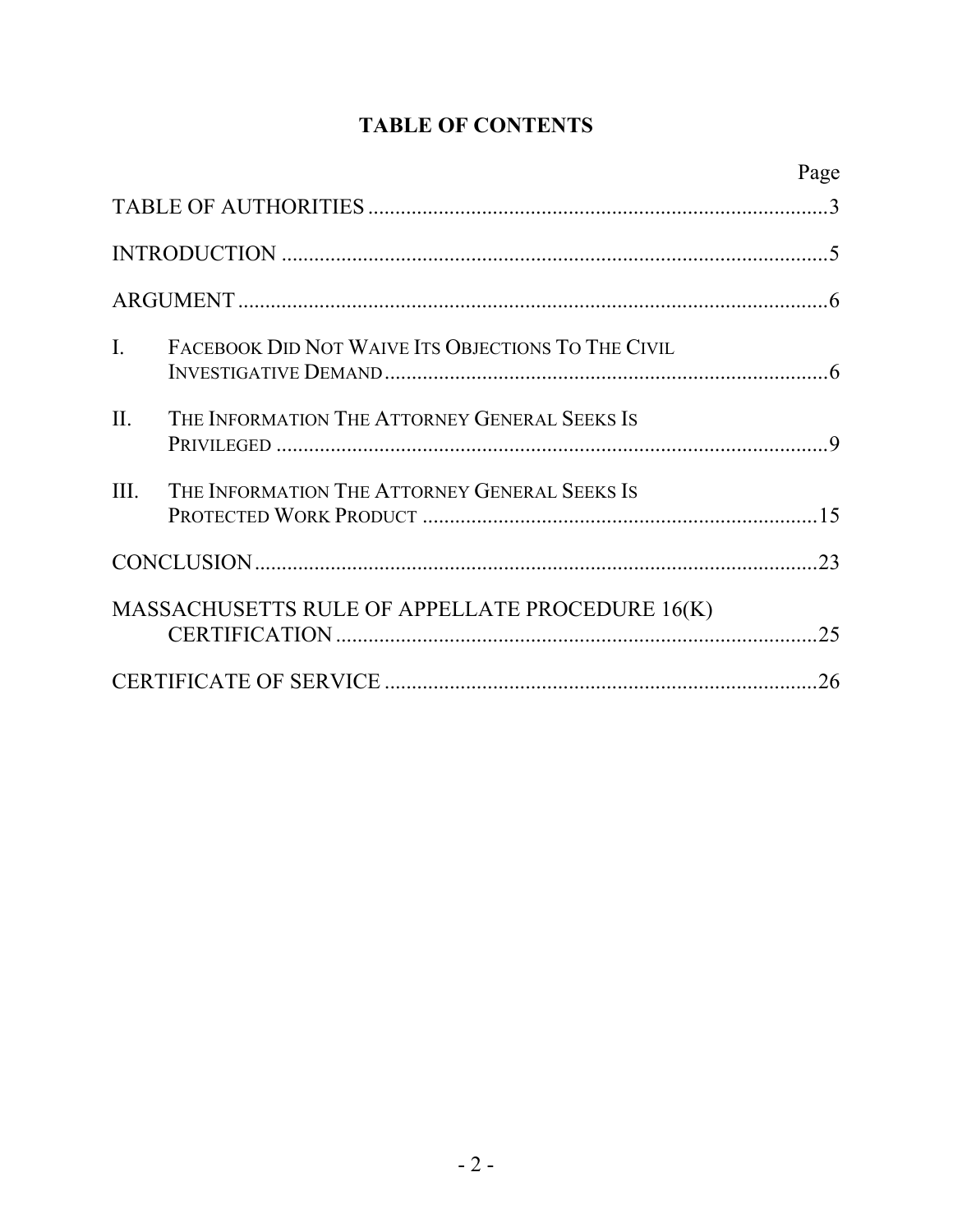# TABLE OF CONTENTS

| | Page |
|---|---|
| TABLE OF AUTHORITIES | 3 |
| INTRODUCTION | 5 |
| ARGUMENT | 6 |
| I. FACEBOOK DID NOT WAIVE ITS OBJECTIONS TO THE CIVIL INVESTIGATIVE DEMAND | 6 |
| II. THE INFORMATION THE ATTORNEY GENERAL SEEKS IS PRIVILEGED | 9 |
| III. THE INFORMATION THE ATTORNEY GENERAL SEEKS IS PROTECTED WORK PRODUCT | 15 |
| CONCLUSION | 23 |
| MASSACHUSETTS RULE OF APPELLATE PROCEDURE 16(K) CERTIFICATION | 25 |
| CERTIFICATE OF SERVICE | 26 |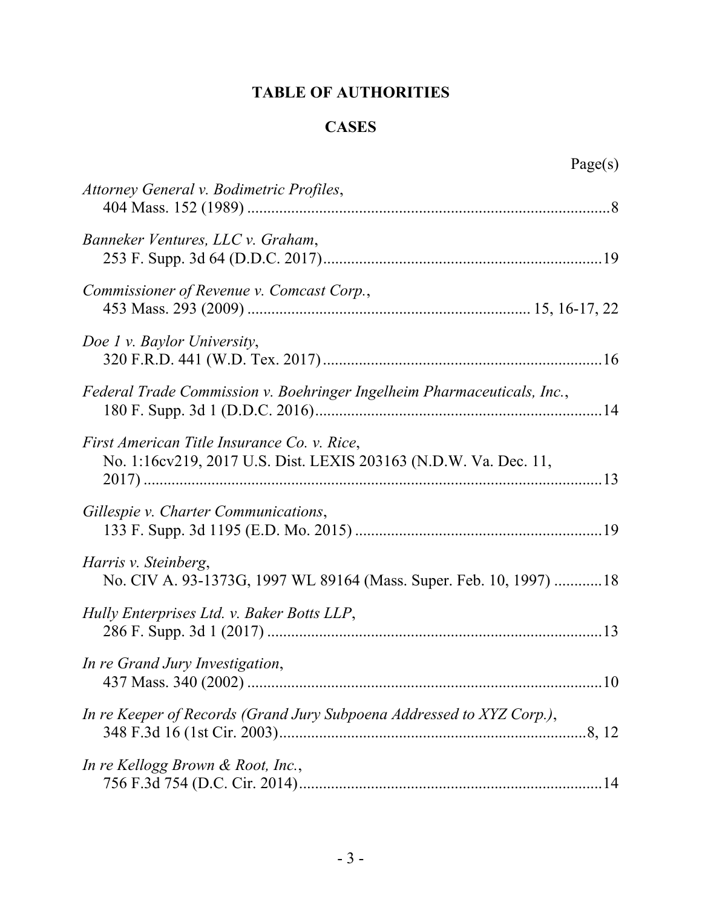# TABLE OF AUTHORITIES

## CASES

Page(s)

*Attorney General v. Bodimetric Profiles*,
404 Mass. 152 (1989) ....................................................................................8

*Banneker Ventures, LLC v. Graham*,
253 F. Supp. 3d 64 (D.D.C. 2017)..................................................................19

*Commissioner of Revenue v. Comcast Corp.*,
453 Mass. 293 (2009) ....................................................................... 15, 16-17, 22

*Doe 1 v. Baylor University*,
320 F.R.D. 441 (W.D. Tex. 2017).....................................................................16

*Federal Trade Commission v. Boehringer Ingelheim Pharmaceuticals, Inc.*,
180 F. Supp. 3d 1 (D.D.C. 2016).......................................................................14

*First American Title Insurance Co. v. Rice*,
No. 1:16cv219, 2017 U.S. Dist. LEXIS 203163 (N.D.W. Va. Dec. 11, 2017) ..................................................................................................13

*Gillespie v. Charter Communications*,
133 F. Supp. 3d 1195 (E.D. Mo. 2015) .............................................................19

*Harris v. Steinberg*,
No. CIV A. 93-1373G, 1997 WL 89164 (Mass. Super. Feb. 10, 1997) ............18

*Hully Enterprises Ltd. v. Baker Botts LLP*,
286 F. Supp. 3d 1 (2017) ..................................................................................13

*In re Grand Jury Investigation*,
437 Mass. 340 (2002) .......................................................................................10

*In re Keeper of Records (Grand Jury Subpoena Addressed to XYZ Corp.)*,
348 F.3d 16 (1st Cir. 2003)...........................................................................8, 12

*In re Kellogg Brown & Root, Inc.*,
756 F.3d 754 (D.C. Cir. 2014)..........................................................................14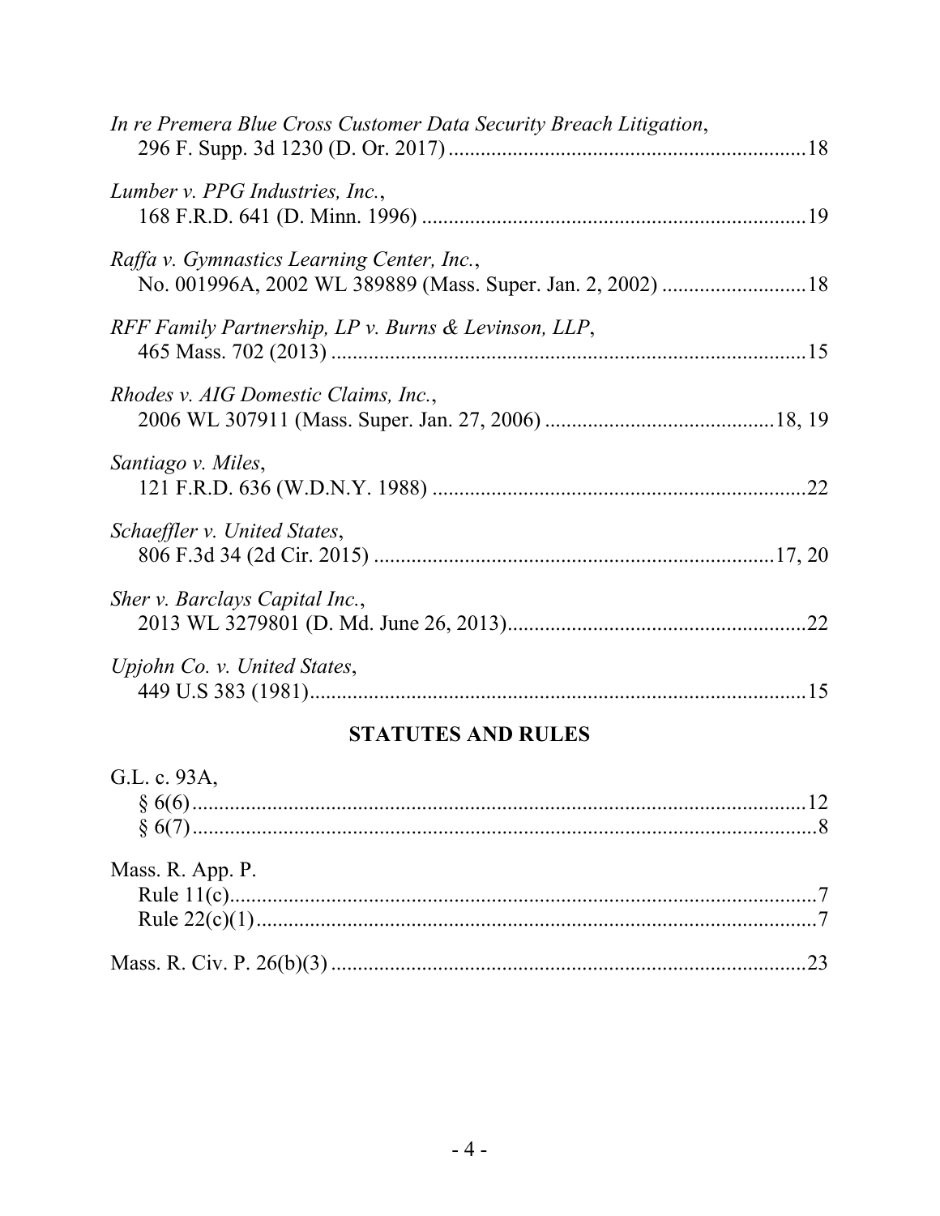*In re Premera Blue Cross Customer Data Security Breach Litigation*,
296 F. Supp. 3d 1230 (D. Or. 2017) ................................................................. 18

*Lumber v. PPG Industries, Inc.*,
168 F.R.D. 641 (D. Minn. 1996) ...................................................................... 19

*Raffa v. Gymnastics Learning Center, Inc.*,
No. 001996A, 2002 WL 389889 (Mass. Super. Jan. 2, 2002) .......................... 18

*RFF Family Partnership, LP v. Burns & Levinson, LLP*,
465 Mass. 702 (2013) ....................................................................................... 15

*Rhodes v. AIG Domestic Claims, Inc.*,
2006 WL 307911 (Mass. Super. Jan. 27, 2006) .......................................... 18, 19

*Santiago v. Miles*,
121 F.R.D. 636 (W.D.N.Y. 1988) .................................................................... 22

*Schaeffler v. United States*,
806 F.3d 34 (2d Cir. 2015) ........................................................................... 17, 20

*Sher v. Barclays Capital Inc.*,
2013 WL 3279801 (D. Md. June 26, 2013)...................................................... 22

*Upjohn Co. v. United States*,
449 U.S 383 (1981)........................................................................................... 15

## STATUTES AND RULES

G.L. c. 93A,
§ 6(6) ................................................................................................................ 12
§ 6(7) .................................................................................................................. 8

Mass. R. App. P.
Rule 11(c)............................................................................................................ 7
Rule 22(c)(1) ....................................................................................................... 7

Mass. R. Civ. P. 26(b)(3) ....................................................................................... 23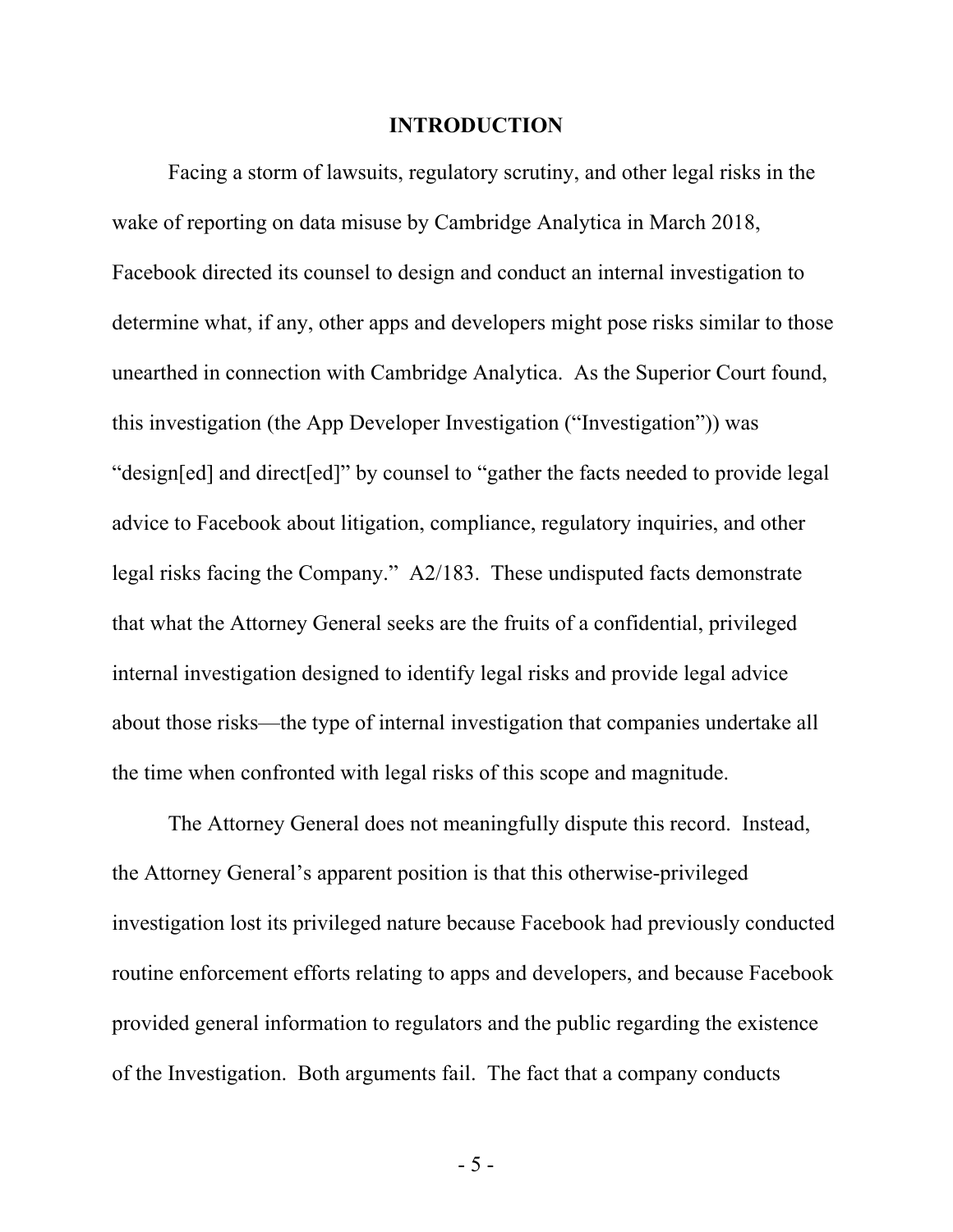# INTRODUCTION

Facing a storm of lawsuits, regulatory scrutiny, and other legal risks in the wake of reporting on data misuse by Cambridge Analytica in March 2018, Facebook directed its counsel to design and conduct an internal investigation to determine what, if any, other apps and developers might pose risks similar to those unearthed in connection with Cambridge Analytica. As the Superior Court found, this investigation (the App Developer Investigation ("Investigation")) was "design[ed] and direct[ed]" by counsel to "gather the facts needed to provide legal advice to Facebook about litigation, compliance, regulatory inquiries, and other legal risks facing the Company." A2/183. These undisputed facts demonstrate that what the Attorney General seeks are the fruits of a confidential, privileged internal investigation designed to identify legal risks and provide legal advice about those risks—the type of internal investigation that companies undertake all the time when confronted with legal risks of this scope and magnitude.

The Attorney General does not meaningfully dispute this record. Instead, the Attorney General's apparent position is that this otherwise-privileged investigation lost its privileged nature because Facebook had previously conducted routine enforcement efforts relating to apps and developers, and because Facebook provided general information to regulators and the public regarding the existence of the Investigation. Both arguments fail. The fact that a company conducts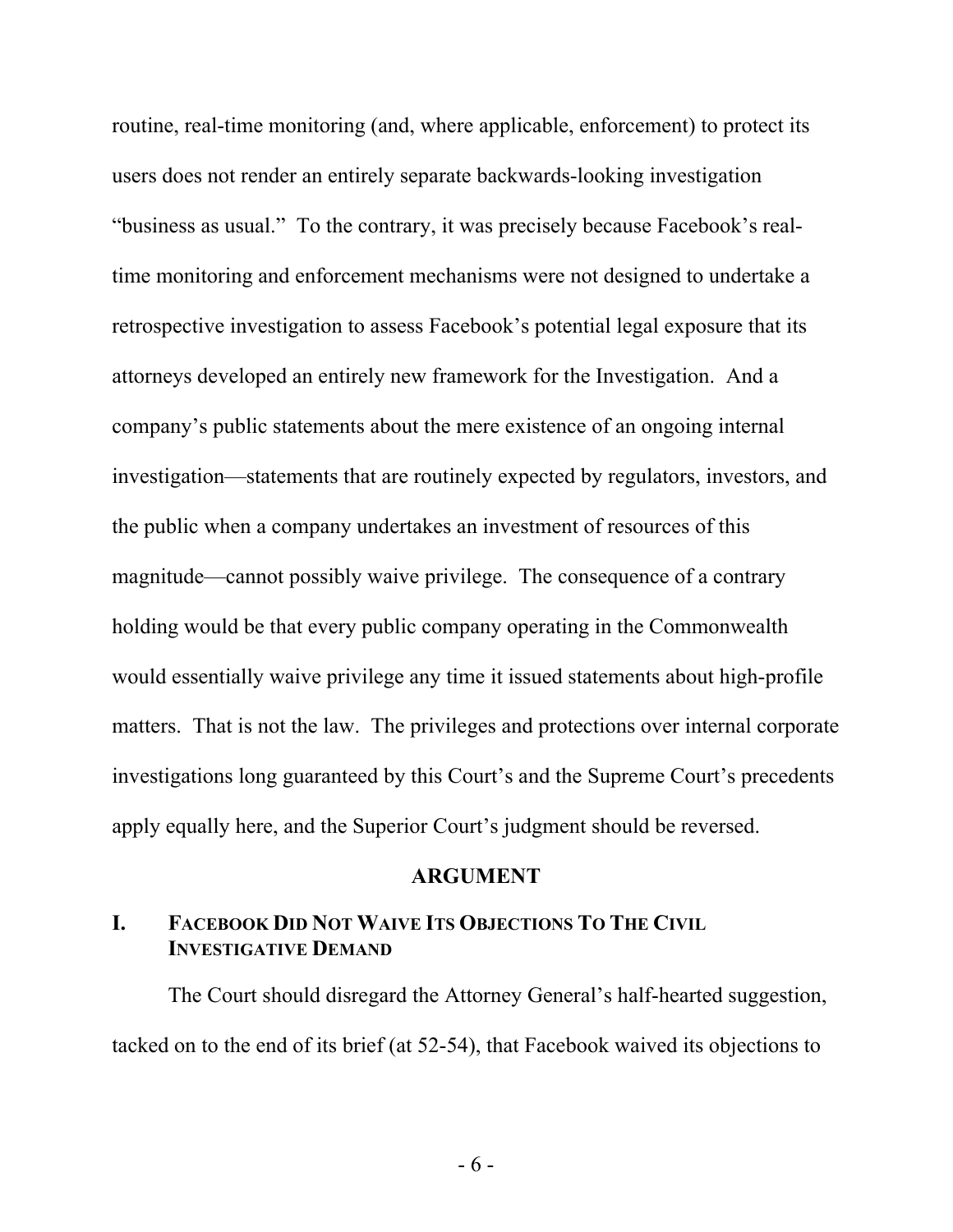routine, real-time monitoring (and, where applicable, enforcement) to protect its users does not render an entirely separate backwards-looking investigation "business as usual." To the contrary, it was precisely because Facebook's real-time monitoring and enforcement mechanisms were not designed to undertake a retrospective investigation to assess Facebook's potential legal exposure that its attorneys developed an entirely new framework for the Investigation. And a company's public statements about the mere existence of an ongoing internal investigation—statements that are routinely expected by regulators, investors, and the public when a company undertakes an investment of resources of this magnitude—cannot possibly waive privilege. The consequence of a contrary holding would be that every public company operating in the Commonwealth would essentially waive privilege any time it issued statements about high-profile matters. That is not the law. The privileges and protections over internal corporate investigations long guaranteed by this Court's and the Supreme Court's precedents apply equally here, and the Superior Court's judgment should be reversed.

## ARGUMENT

### I. Facebook Did Not Waive Its Objections To The Civil Investigative Demand

The Court should disregard the Attorney General's half-hearted suggestion, tacked on to the end of its brief (at 52-54), that Facebook waived its objections to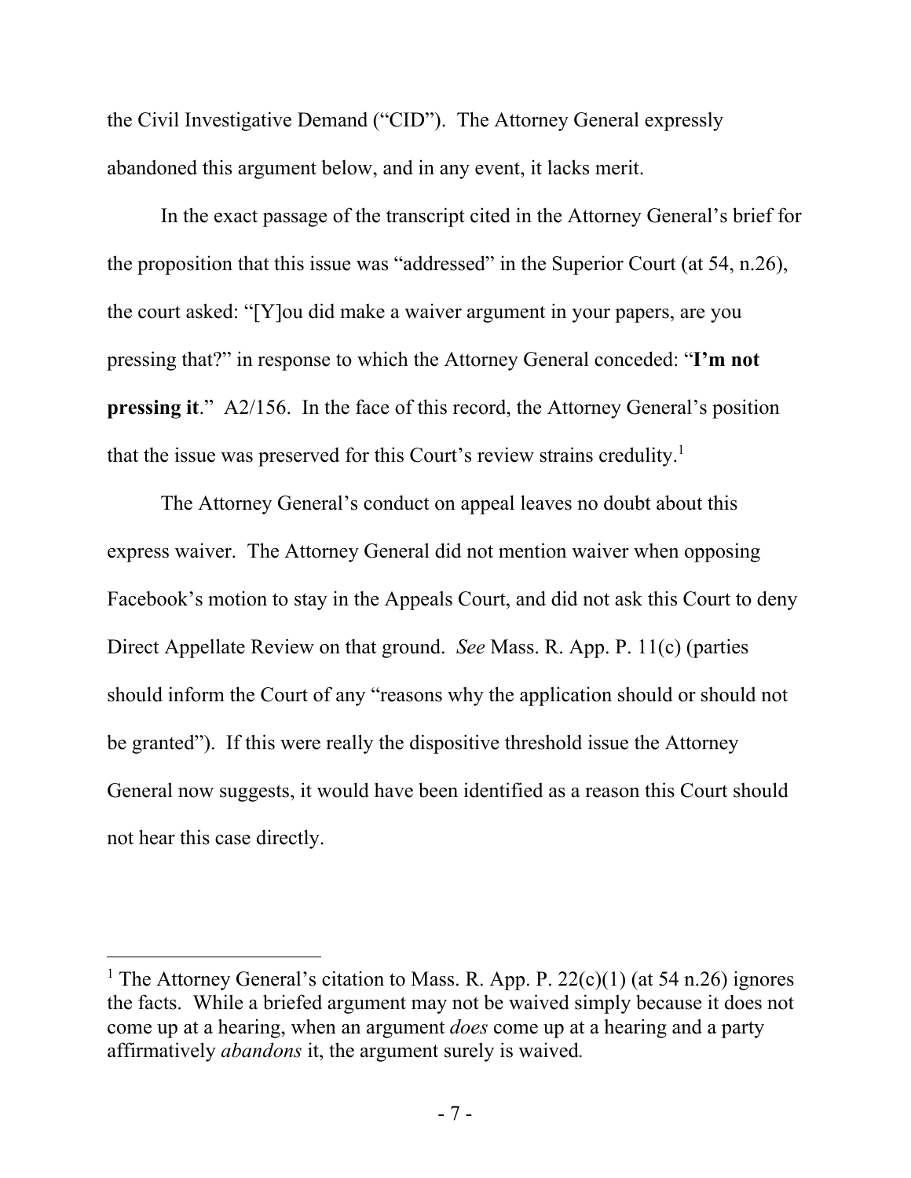the Civil Investigative Demand ("CID"). The Attorney General expressly abandoned this argument below, and in any event, it lacks merit.

In the exact passage of the transcript cited in the Attorney General's brief for the proposition that this issue was "addressed" in the Superior Court (at 54, n.26), the court asked: "[Y]ou did make a waiver argument in your papers, are you pressing that?" in response to which the Attorney General conceded: "**I'm not pressing it**." A2/156. In the face of this record, the Attorney General's position that the issue was preserved for this Court's review strains credulity.[1]

The Attorney General's conduct on appeal leaves no doubt about this express waiver. The Attorney General did not mention waiver when opposing Facebook's motion to stay in the Appeals Court, and did not ask this Court to deny Direct Appellate Review on that ground. *See* Mass. R. App. P. 11(c) (parties should inform the Court of any "reasons why the application should or should not be granted"). If this were really the dispositive threshold issue the Attorney General now suggests, it would have been identified as a reason this Court should not hear this case directly.

---

[1] The Attorney General's citation to Mass. R. App. P. 22(c)(1) (at 54 n.26) ignores the facts. While a briefed argument may not be waived simply because it does not come up at a hearing, when an argument *does* come up at a hearing and a party affirmatively *abandons* it, the argument surely is waived.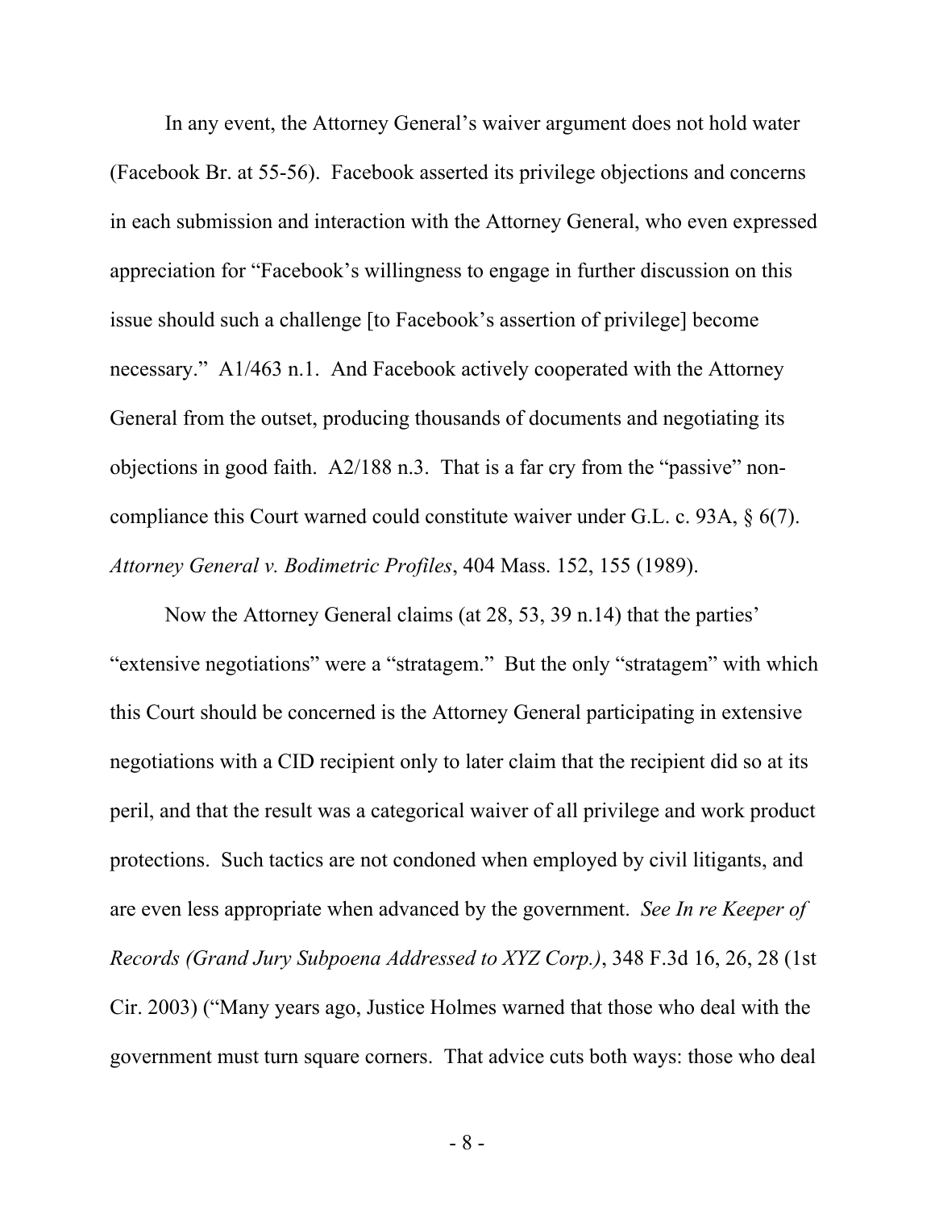In any event, the Attorney General's waiver argument does not hold water (Facebook Br. at 55-56). Facebook asserted its privilege objections and concerns in each submission and interaction with the Attorney General, who even expressed appreciation for "Facebook's willingness to engage in further discussion on this issue should such a challenge [to Facebook's assertion of privilege] become necessary." A1/463 n.1. And Facebook actively cooperated with the Attorney General from the outset, producing thousands of documents and negotiating its objections in good faith. A2/188 n.3. That is a far cry from the "passive" non-compliance this Court warned could constitute waiver under G.L. c. 93A, § 6(7). *Attorney General v. Bodimetric Profiles*, 404 Mass. 152, 155 (1989).

Now the Attorney General claims (at 28, 53, 39 n.14) that the parties' "extensive negotiations" were a "stratagem." But the only "stratagem" with which this Court should be concerned is the Attorney General participating in extensive negotiations with a CID recipient only to later claim that the recipient did so at its peril, and that the result was a categorical waiver of all privilege and work product protections. Such tactics are not condoned when employed by civil litigants, and are even less appropriate when advanced by the government. *See In re Keeper of Records (Grand Jury Subpoena Addressed to XYZ Corp.)*, 348 F.3d 16, 26, 28 (1st Cir. 2003) ("Many years ago, Justice Holmes warned that those who deal with the government must turn square corners. That advice cuts both ways: those who deal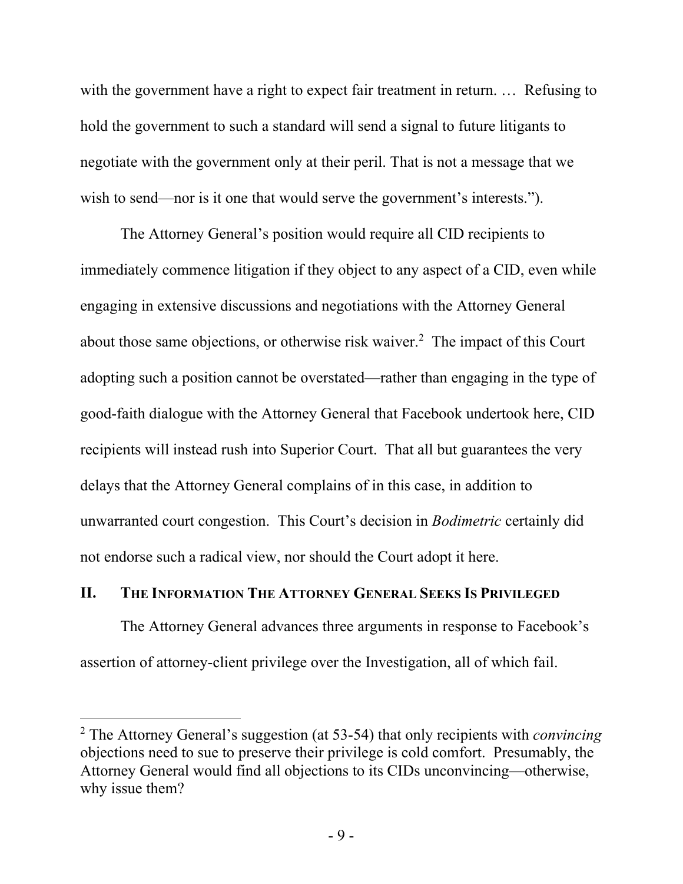with the government have a right to expect fair treatment in return. … Refusing to hold the government to such a standard will send a signal to future litigants to negotiate with the government only at their peril. That is not a message that we wish to send—nor is it one that would serve the government's interests.").

The Attorney General's position would require all CID recipients to immediately commence litigation if they object to any aspect of a CID, even while engaging in extensive discussions and negotiations with the Attorney General about those same objections, or otherwise risk waiver.[2] The impact of this Court adopting such a position cannot be overstated—rather than engaging in the type of good-faith dialogue with the Attorney General that Facebook undertook here, CID recipients will instead rush into Superior Court. That all but guarantees the very delays that the Attorney General complains of in this case, in addition to unwarranted court congestion. This Court's decision in *Bodimetric* certainly did not endorse such a radical view, nor should the Court adopt it here.

## II. THE INFORMATION THE ATTORNEY GENERAL SEEKS IS PRIVILEGED

The Attorney General advances three arguments in response to Facebook's assertion of attorney-client privilege over the Investigation, all of which fail.

---

[2] The Attorney General's suggestion (at 53-54) that only recipients with *convincing* objections need to sue to preserve their privilege is cold comfort. Presumably, the Attorney General would find all objections to its CIDs unconvincing—otherwise, why issue them?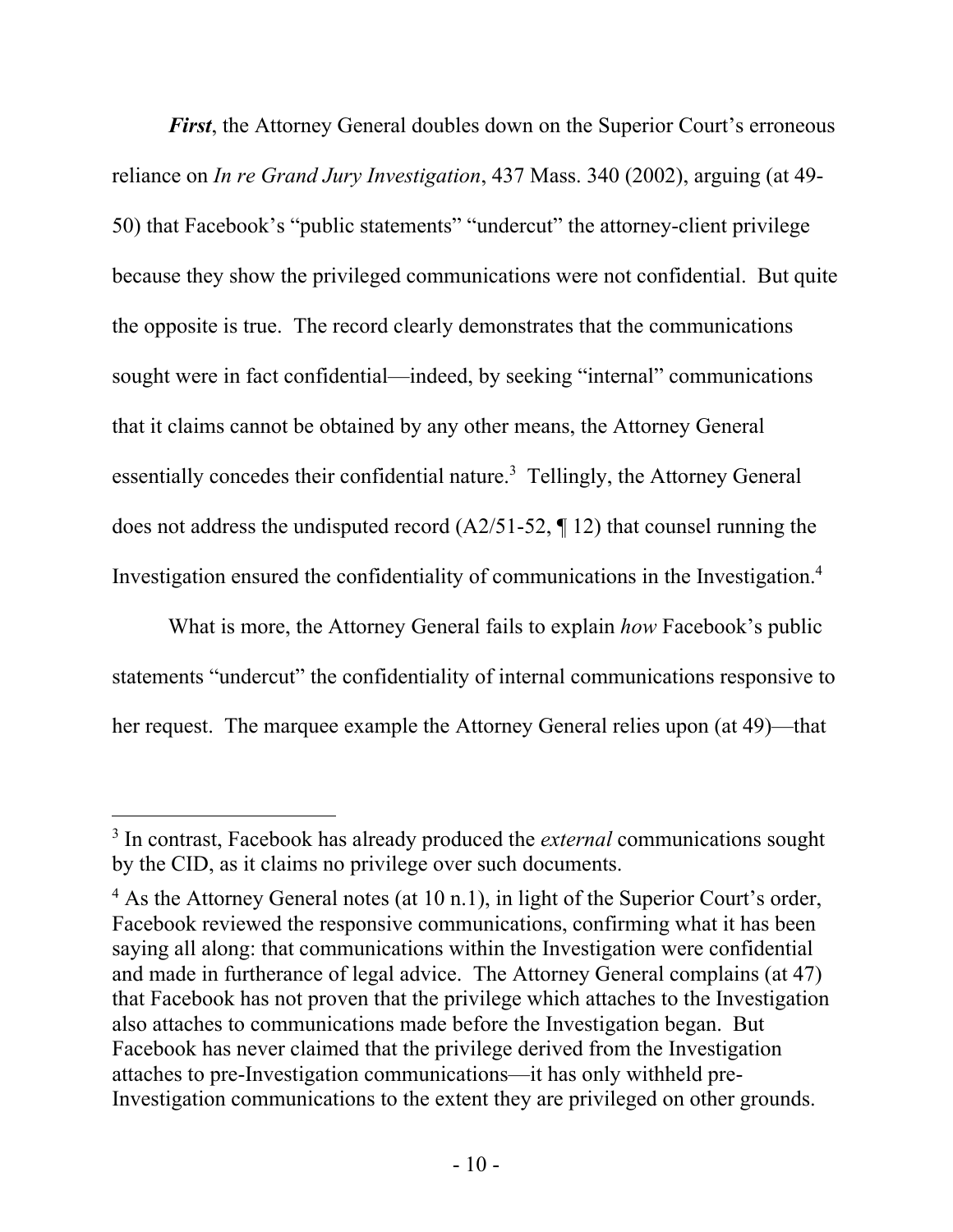*First*, the Attorney General doubles down on the Superior Court's erroneous reliance on *In re Grand Jury Investigation*, 437 Mass. 340 (2002), arguing (at 49-50) that Facebook's "public statements" "undercut" the attorney-client privilege because they show the privileged communications were not confidential. But quite the opposite is true. The record clearly demonstrates that the communications sought were in fact confidential—indeed, by seeking "internal" communications that it claims cannot be obtained by any other means, the Attorney General essentially concedes their confidential nature.[3] Tellingly, the Attorney General does not address the undisputed record (A2/51-52, ¶ 12) that counsel running the Investigation ensured the confidentiality of communications in the Investigation.[4]

What is more, the Attorney General fails to explain *how* Facebook's public statements "undercut" the confidentiality of internal communications responsive to her request. The marquee example the Attorney General relies upon (at 49)—that

---

[3] In contrast, Facebook has already produced the *external* communications sought by the CID, as it claims no privilege over such documents.

[4] As the Attorney General notes (at 10 n.1), in light of the Superior Court's order, Facebook reviewed the responsive communications, confirming what it has been saying all along: that communications within the Investigation were confidential and made in furtherance of legal advice. The Attorney General complains (at 47) that Facebook has not proven that the privilege which attaches to the Investigation also attaches to communications made before the Investigation began. But Facebook has never claimed that the privilege derived from the Investigation attaches to pre-Investigation communications—it has only withheld pre-Investigation communications to the extent they are privileged on other grounds.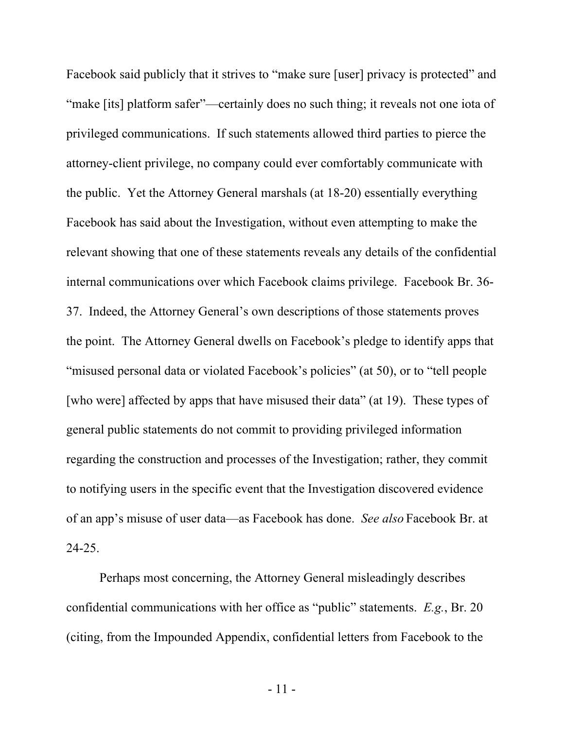Facebook said publicly that it strives to "make sure [user] privacy is protected" and "make [its] platform safer"—certainly does no such thing; it reveals not one iota of privileged communications. If such statements allowed third parties to pierce the attorney-client privilege, no company could ever comfortably communicate with the public. Yet the Attorney General marshals (at 18-20) essentially everything Facebook has said about the Investigation, without even attempting to make the relevant showing that one of these statements reveals any details of the confidential internal communications over which Facebook claims privilege. Facebook Br. 36-37. Indeed, the Attorney General's own descriptions of those statements proves the point. The Attorney General dwells on Facebook's pledge to identify apps that "misused personal data or violated Facebook's policies" (at 50), or to "tell people [who were] affected by apps that have misused their data" (at 19). These types of general public statements do not commit to providing privileged information regarding the construction and processes of the Investigation; rather, they commit to notifying users in the specific event that the Investigation discovered evidence of an app's misuse of user data—as Facebook has done. *See also* Facebook Br. at 24-25.

Perhaps most concerning, the Attorney General misleadingly describes confidential communications with her office as "public" statements. *E.g.*, Br. 20 (citing, from the Impounded Appendix, confidential letters from Facebook to the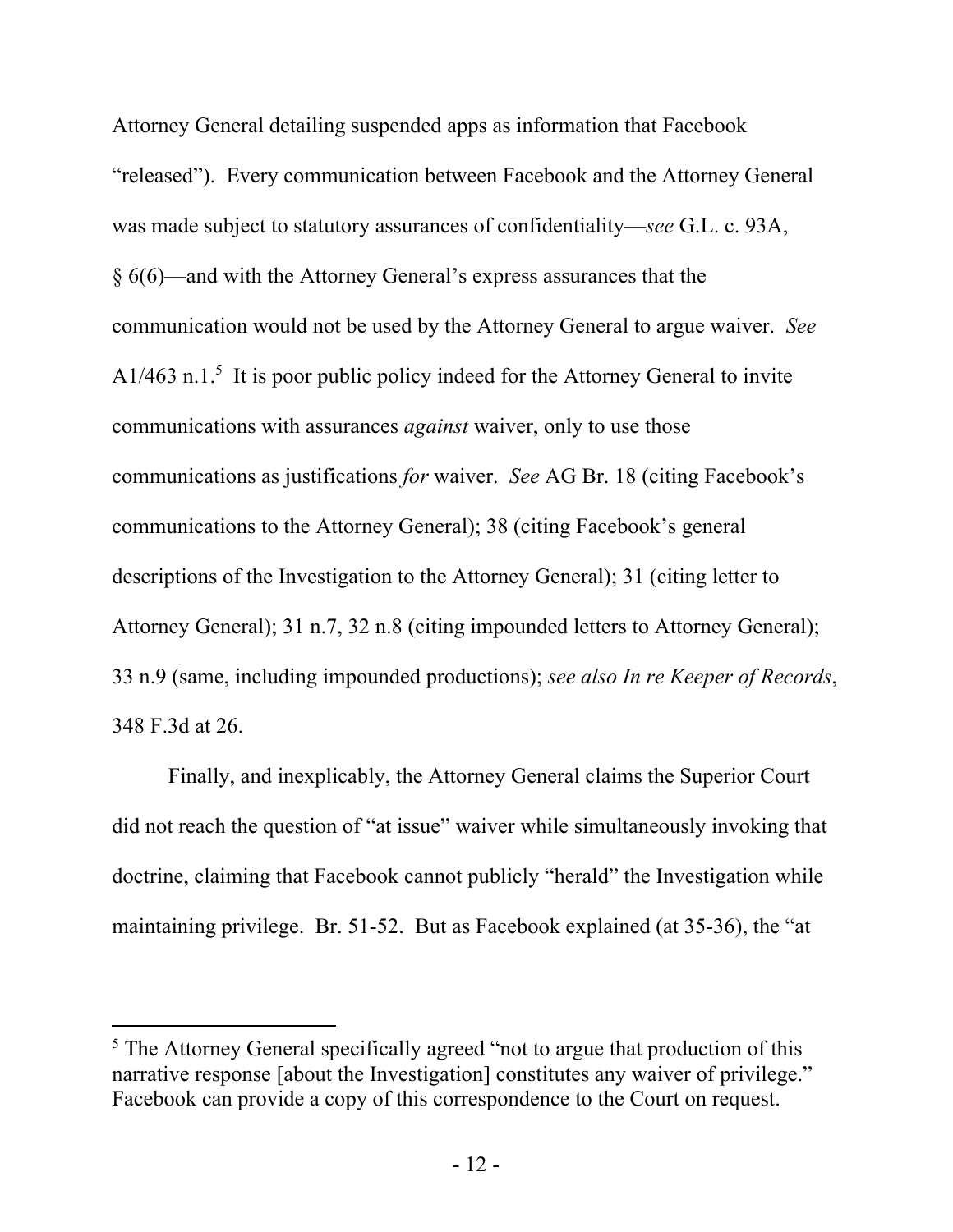Attorney General detailing suspended apps as information that Facebook "released"). Every communication between Facebook and the Attorney General was made subject to statutory assurances of confidentiality—*see* G.L. c. 93A, § 6(6)—and with the Attorney General's express assurances that the communication would not be used by the Attorney General to argue waiver. *See* A1/463 n.1.[5] It is poor public policy indeed for the Attorney General to invite communications with assurances *against* waiver, only to use those communications as justifications *for* waiver. *See* AG Br. 18 (citing Facebook's communications to the Attorney General); 38 (citing Facebook's general descriptions of the Investigation to the Attorney General); 31 (citing letter to Attorney General); 31 n.7, 32 n.8 (citing impounded letters to Attorney General); 33 n.9 (same, including impounded productions); *see also In re Keeper of Records*, 348 F.3d at 26.

Finally, and inexplicably, the Attorney General claims the Superior Court did not reach the question of "at issue" waiver while simultaneously invoking that doctrine, claiming that Facebook cannot publicly "herald" the Investigation while maintaining privilege. Br. 51-52. But as Facebook explained (at 35-36), the "at

---

[5] The Attorney General specifically agreed "not to argue that production of this narrative response [about the Investigation] constitutes any waiver of privilege." Facebook can provide a copy of this correspondence to the Court on request.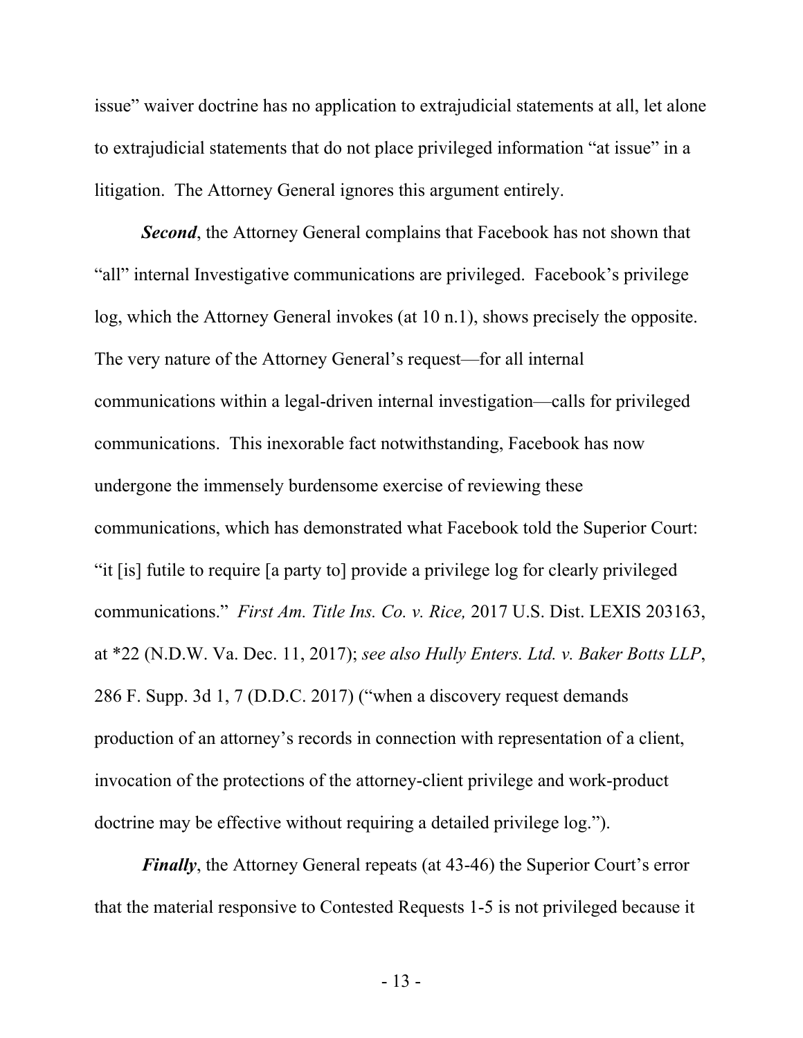issue" waiver doctrine has no application to extrajudicial statements at all, let alone to extrajudicial statements that do not place privileged information "at issue" in a litigation. The Attorney General ignores this argument entirely.

***Second***, the Attorney General complains that Facebook has not shown that "all" internal Investigative communications are privileged. Facebook's privilege log, which the Attorney General invokes (at 10 n.1), shows precisely the opposite. The very nature of the Attorney General's request—for all internal communications within a legal-driven internal investigation—calls for privileged communications. This inexorable fact notwithstanding, Facebook has now undergone the immensely burdensome exercise of reviewing these communications, which has demonstrated what Facebook told the Superior Court: "it [is] futile to require [a party to] provide a privilege log for clearly privileged communications." *First Am. Title Ins. Co. v. Rice,* 2017 U.S. Dist. LEXIS 203163, at *22 (N.D.W. Va. Dec. 11, 2017); *see also Hully Enters. Ltd. v. Baker Botts LLP*, 286 F. Supp. 3d 1, 7 (D.D.C. 2017) ("when a discovery request demands production of an attorney's records in connection with representation of a client, invocation of the protections of the attorney-client privilege and work-product doctrine may be effective without requiring a detailed privilege log.").

***Finally***, the Attorney General repeats (at 43-46) the Superior Court's error that the material responsive to Contested Requests 1-5 is not privileged because it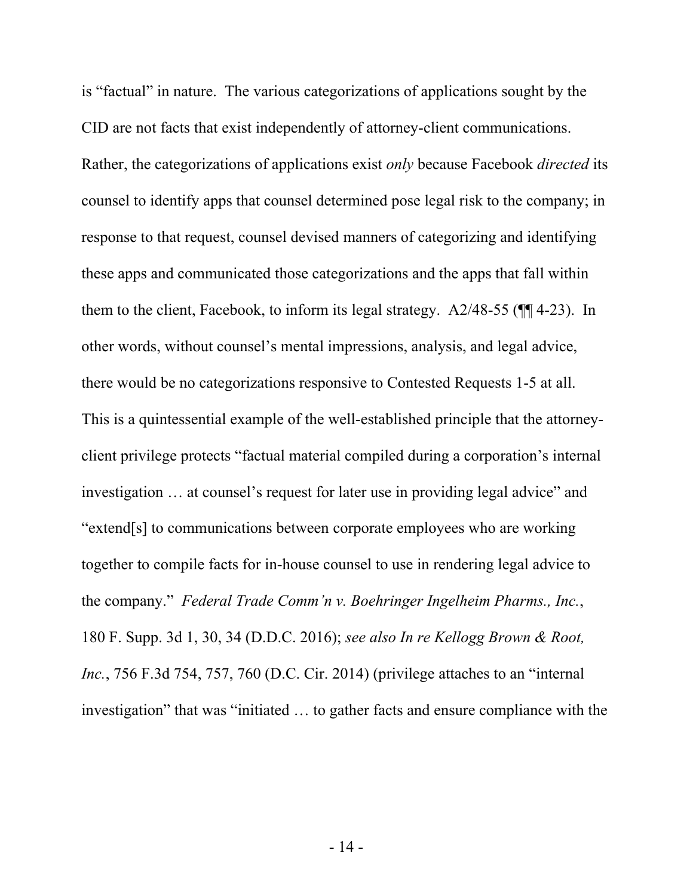is "factual" in nature. The various categorizations of applications sought by the CID are not facts that exist independently of attorney-client communications. Rather, the categorizations of applications exist *only* because Facebook *directed* its counsel to identify apps that counsel determined pose legal risk to the company; in response to that request, counsel devised manners of categorizing and identifying these apps and communicated those categorizations and the apps that fall within them to the client, Facebook, to inform its legal strategy. A2/48-55 (¶¶ 4-23). In other words, without counsel's mental impressions, analysis, and legal advice, there would be no categorizations responsive to Contested Requests 1-5 at all. This is a quintessential example of the well-established principle that the attorney-client privilege protects "factual material compiled during a corporation's internal investigation … at counsel's request for later use in providing legal advice" and "extend[s] to communications between corporate employees who are working together to compile facts for in-house counsel to use in rendering legal advice to the company." *Federal Trade Comm'n v. Boehringer Ingelheim Pharms., Inc.*, 180 F. Supp. 3d 1, 30, 34 (D.D.C. 2016); *see also In re Kellogg Brown & Root, Inc.*, 756 F.3d 754, 757, 760 (D.C. Cir. 2014) (privilege attaches to an "internal investigation" that was "initiated … to gather facts and ensure compliance with the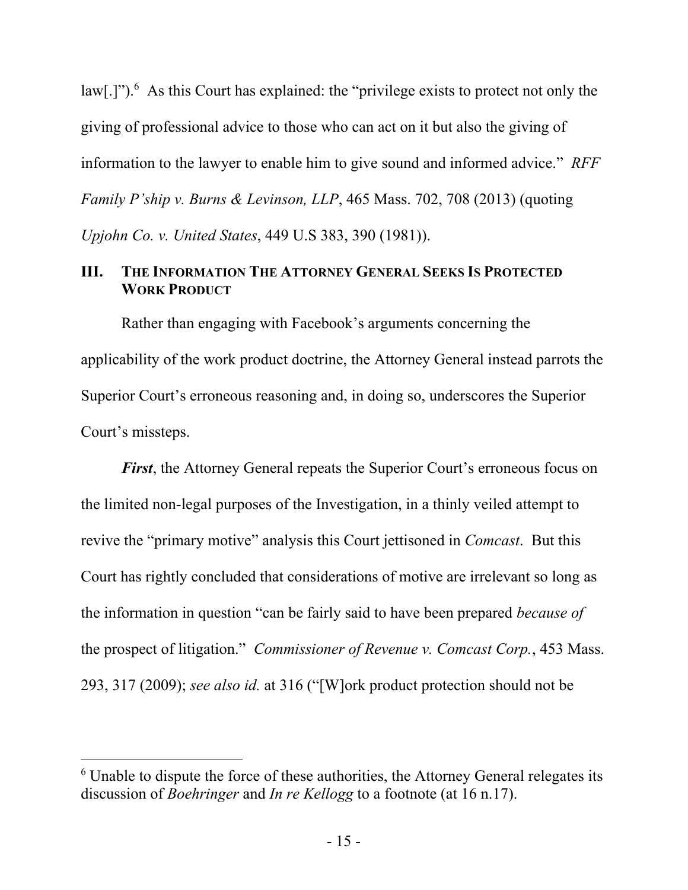law[.]").[6] As this Court has explained: the "privilege exists to protect not only the giving of professional advice to those who can act on it but also the giving of information to the lawyer to enable him to give sound and informed advice." *RFF Family P'ship v. Burns & Levinson, LLP*, 465 Mass. 702, 708 (2013) (quoting *Upjohn Co. v. United States*, 449 U.S 383, 390 (1981)).

## III. THE INFORMATION THE ATTORNEY GENERAL SEEKS IS PROTECTED WORK PRODUCT

Rather than engaging with Facebook's arguments concerning the applicability of the work product doctrine, the Attorney General instead parrots the Superior Court's erroneous reasoning and, in doing so, underscores the Superior Court's missteps.

***First***, the Attorney General repeats the Superior Court's erroneous focus on the limited non-legal purposes of the Investigation, in a thinly veiled attempt to revive the "primary motive" analysis this Court jettisoned in *Comcast*. But this Court has rightly concluded that considerations of motive are irrelevant so long as the information in question "can be fairly said to have been prepared *because of* the prospect of litigation." *Commissioner of Revenue v. Comcast Corp.*, 453 Mass. 293, 317 (2009); *see also id.* at 316 ("[W]ork product protection should not be

---

[6] Unable to dispute the force of these authorities, the Attorney General relegates its discussion of *Boehringer* and *In re Kellogg* to a footnote (at 16 n.17).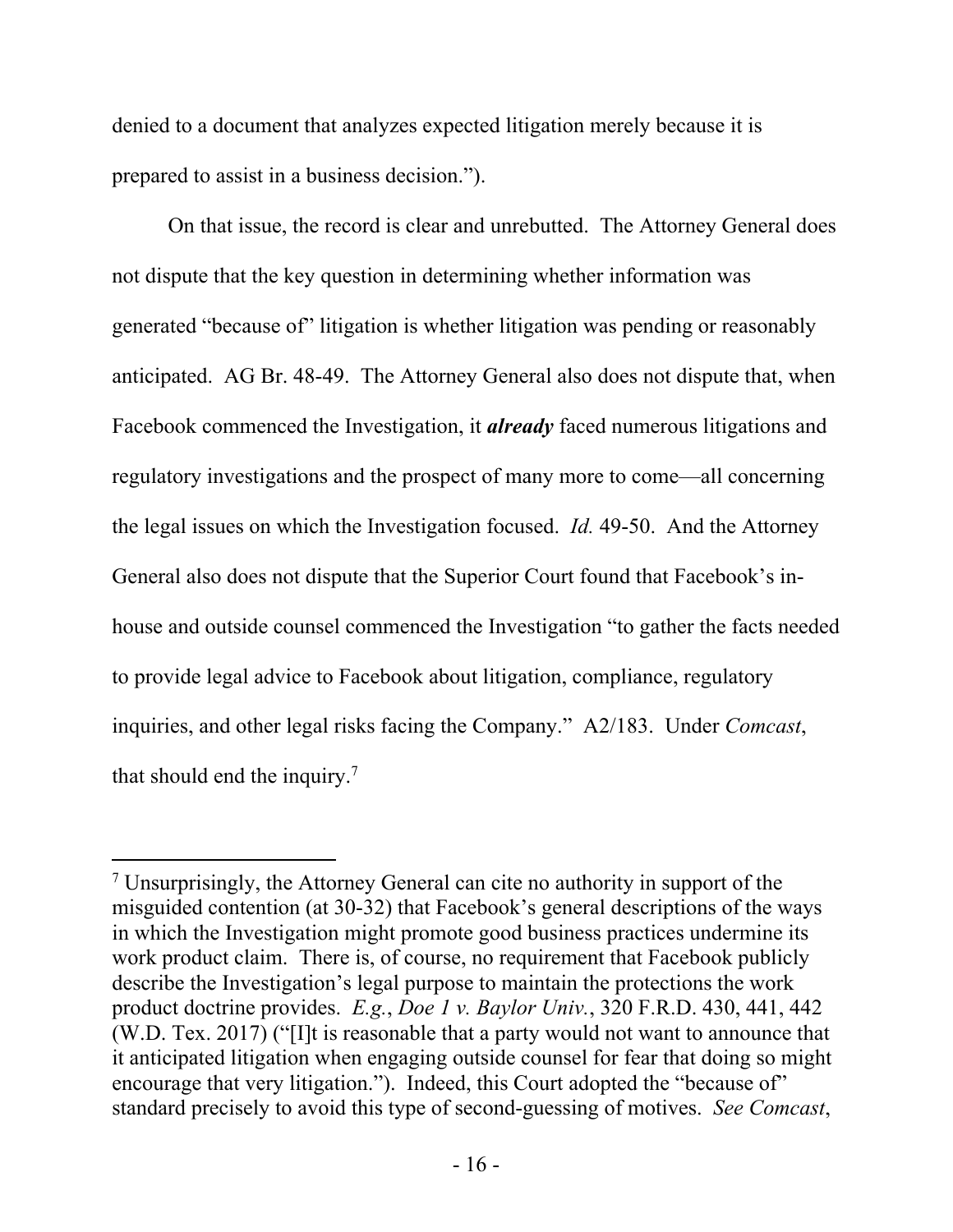denied to a document that analyzes expected litigation merely because it is prepared to assist in a business decision.").

On that issue, the record is clear and unrebutted. The Attorney General does not dispute that the key question in determining whether information was generated "because of" litigation is whether litigation was pending or reasonably anticipated. AG Br. 48-49. The Attorney General also does not dispute that, when Facebook commenced the Investigation, it ***already*** faced numerous litigations and regulatory investigations and the prospect of many more to come—all concerning the legal issues on which the Investigation focused. *Id.* 49-50. And the Attorney General also does not dispute that the Superior Court found that Facebook's in-house and outside counsel commenced the Investigation "to gather the facts needed to provide legal advice to Facebook about litigation, compliance, regulatory inquiries, and other legal risks facing the Company." A2/183. Under *Comcast*, that should end the inquiry.[7]

---

[7] Unsurprisingly, the Attorney General can cite no authority in support of the misguided contention (at 30-32) that Facebook's general descriptions of the ways in which the Investigation might promote good business practices undermine its work product claim. There is, of course, no requirement that Facebook publicly describe the Investigation's legal purpose to maintain the protections the work product doctrine provides. *E.g.*, *Doe 1 v. Baylor Univ.*, 320 F.R.D. 430, 441, 442 (W.D. Tex. 2017) ("[I]t is reasonable that a party would not want to announce that it anticipated litigation when engaging outside counsel for fear that doing so might encourage that very litigation."). Indeed, this Court adopted the "because of" standard precisely to avoid this type of second-guessing of motives. *See Comcast*,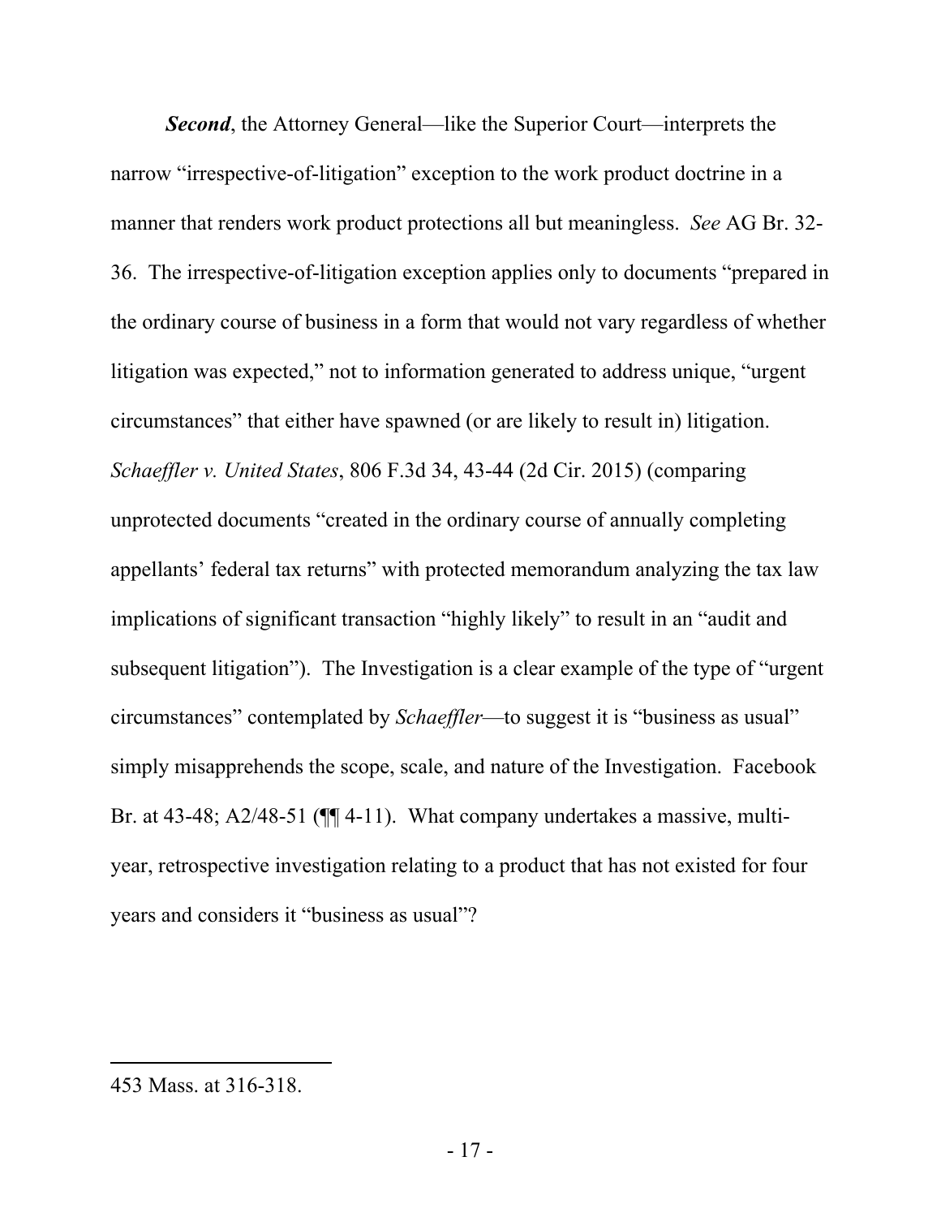***Second***, the Attorney General—like the Superior Court—interprets the narrow "irrespective-of-litigation" exception to the work product doctrine in a manner that renders work product protections all but meaningless. *See* AG Br. 32-36. The irrespective-of-litigation exception applies only to documents "prepared in the ordinary course of business in a form that would not vary regardless of whether litigation was expected," not to information generated to address unique, "urgent circumstances" that either have spawned (or are likely to result in) litigation. *Schaeffler v. United States*, 806 F.3d 34, 43-44 (2d Cir. 2015) (comparing unprotected documents "created in the ordinary course of annually completing appellants' federal tax returns" with protected memorandum analyzing the tax law implications of significant transaction "highly likely" to result in an "audit and subsequent litigation"). The Investigation is a clear example of the type of "urgent circumstances" contemplated by *Schaeffler*—to suggest it is "business as usual" simply misapprehends the scope, scale, and nature of the Investigation. Facebook Br. at 43-48; A2/48-51 (¶¶ 4-11). What company undertakes a massive, multi-year, retrospective investigation relating to a product that has not existed for four years and considers it "business as usual"?

---

453 Mass. at 316-318.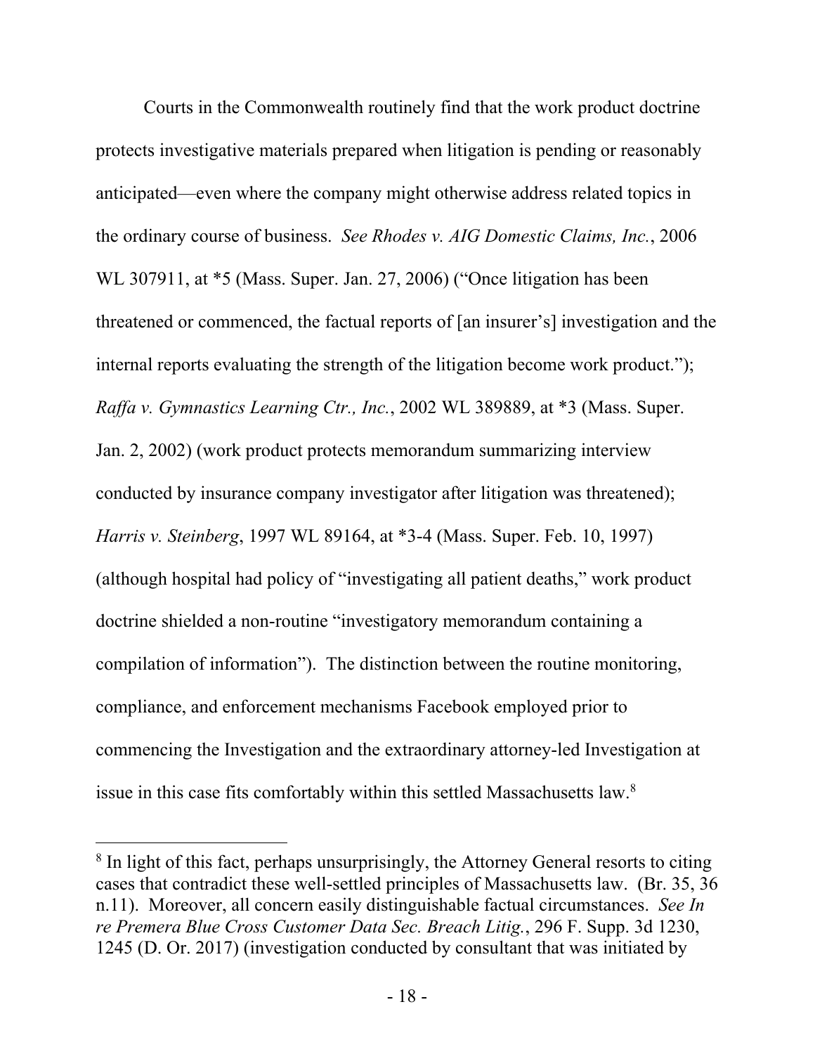Courts in the Commonwealth routinely find that the work product doctrine protects investigative materials prepared when litigation is pending or reasonably anticipated—even where the company might otherwise address related topics in the ordinary course of business. *See Rhodes v. AIG Domestic Claims, Inc.*, 2006 WL 307911, at *5 (Mass. Super. Jan. 27, 2006) ("Once litigation has been threatened or commenced, the factual reports of [an insurer's] investigation and the internal reports evaluating the strength of the litigation become work product."); *Raffa v. Gymnastics Learning Ctr., Inc.*, 2002 WL 389889, at *3 (Mass. Super. Jan. 2, 2002) (work product protects memorandum summarizing interview conducted by insurance company investigator after litigation was threatened); *Harris v. Steinberg*, 1997 WL 89164, at *3-4 (Mass. Super. Feb. 10, 1997) (although hospital had policy of "investigating all patient deaths," work product doctrine shielded a non-routine "investigatory memorandum containing a compilation of information"). The distinction between the routine monitoring, compliance, and enforcement mechanisms Facebook employed prior to commencing the Investigation and the extraordinary attorney-led Investigation at issue in this case fits comfortably within this settled Massachusetts law.[8]

---

[8] In light of this fact, perhaps unsurprisingly, the Attorney General resorts to citing cases that contradict these well-settled principles of Massachusetts law. (Br. 35, 36 n.11). Moreover, all concern easily distinguishable factual circumstances. *See In re Premera Blue Cross Customer Data Sec. Breach Litig.*, 296 F. Supp. 3d 1230, 1245 (D. Or. 2017) (investigation conducted by consultant that was initiated by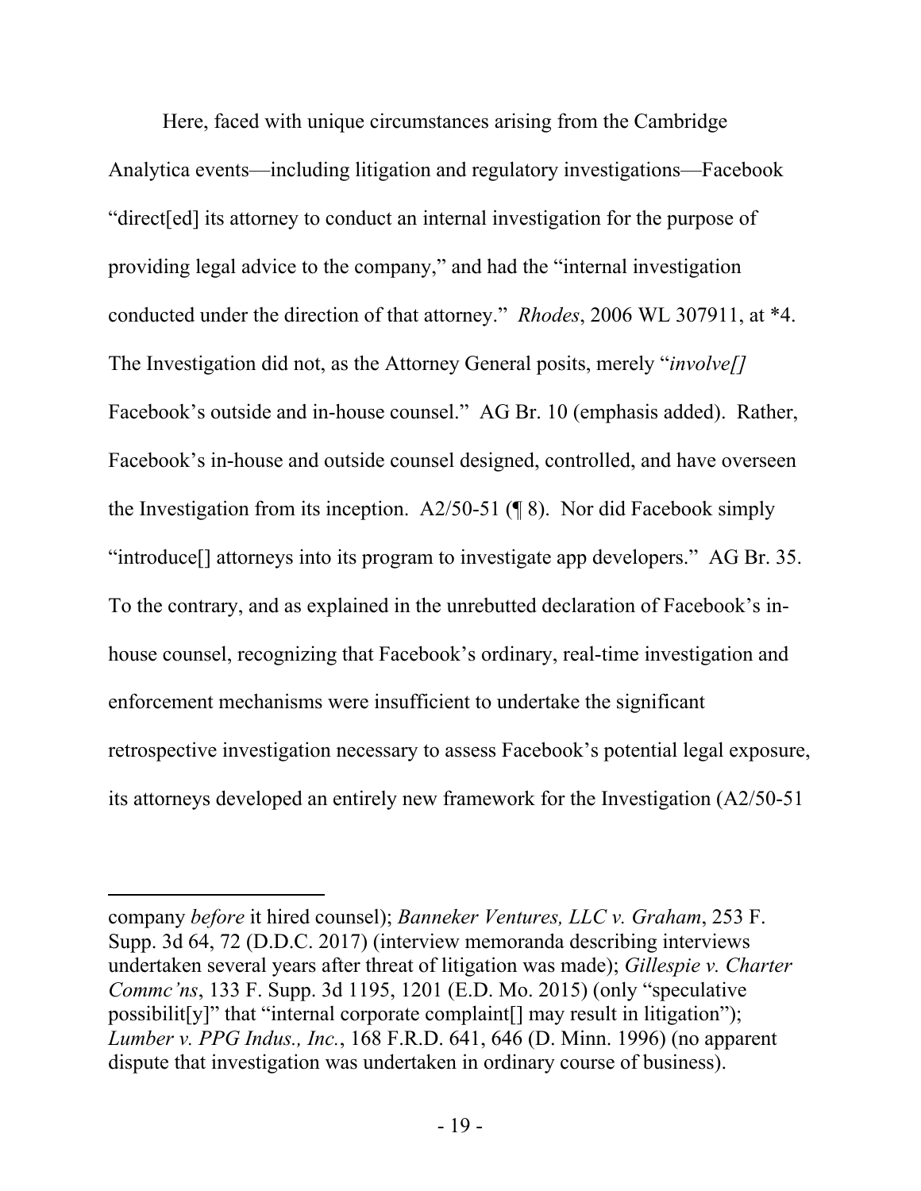Here, faced with unique circumstances arising from the Cambridge Analytica events—including litigation and regulatory investigations—Facebook "direct[ed] its attorney to conduct an internal investigation for the purpose of providing legal advice to the company," and had the "internal investigation conducted under the direction of that attorney." *Rhodes*, 2006 WL 307911, at *4. The Investigation did not, as the Attorney General posits, merely "*involve[]* Facebook's outside and in-house counsel." AG Br. 10 (emphasis added). Rather, Facebook's in-house and outside counsel designed, controlled, and have overseen the Investigation from its inception. A2/50-51 (¶ 8). Nor did Facebook simply "introduce[] attorneys into its program to investigate app developers." AG Br. 35. To the contrary, and as explained in the unrebutted declaration of Facebook's in-house counsel, recognizing that Facebook's ordinary, real-time investigation and enforcement mechanisms were insufficient to undertake the significant retrospective investigation necessary to assess Facebook's potential legal exposure, its attorneys developed an entirely new framework for the Investigation (A2/50-51

---

company *before* it hired counsel); *Banneker Ventures, LLC v. Graham*, 253 F. Supp. 3d 64, 72 (D.D.C. 2017) (interview memoranda describing interviews undertaken several years after threat of litigation was made); *Gillespie v. Charter Commc'ns*, 133 F. Supp. 3d 1195, 1201 (E.D. Mo. 2015) (only "speculative possibilit[y]" that "internal corporate complaint[] may result in litigation"); *Lumber v. PPG Indus., Inc.*, 168 F.R.D. 641, 646 (D. Minn. 1996) (no apparent dispute that investigation was undertaken in ordinary course of business).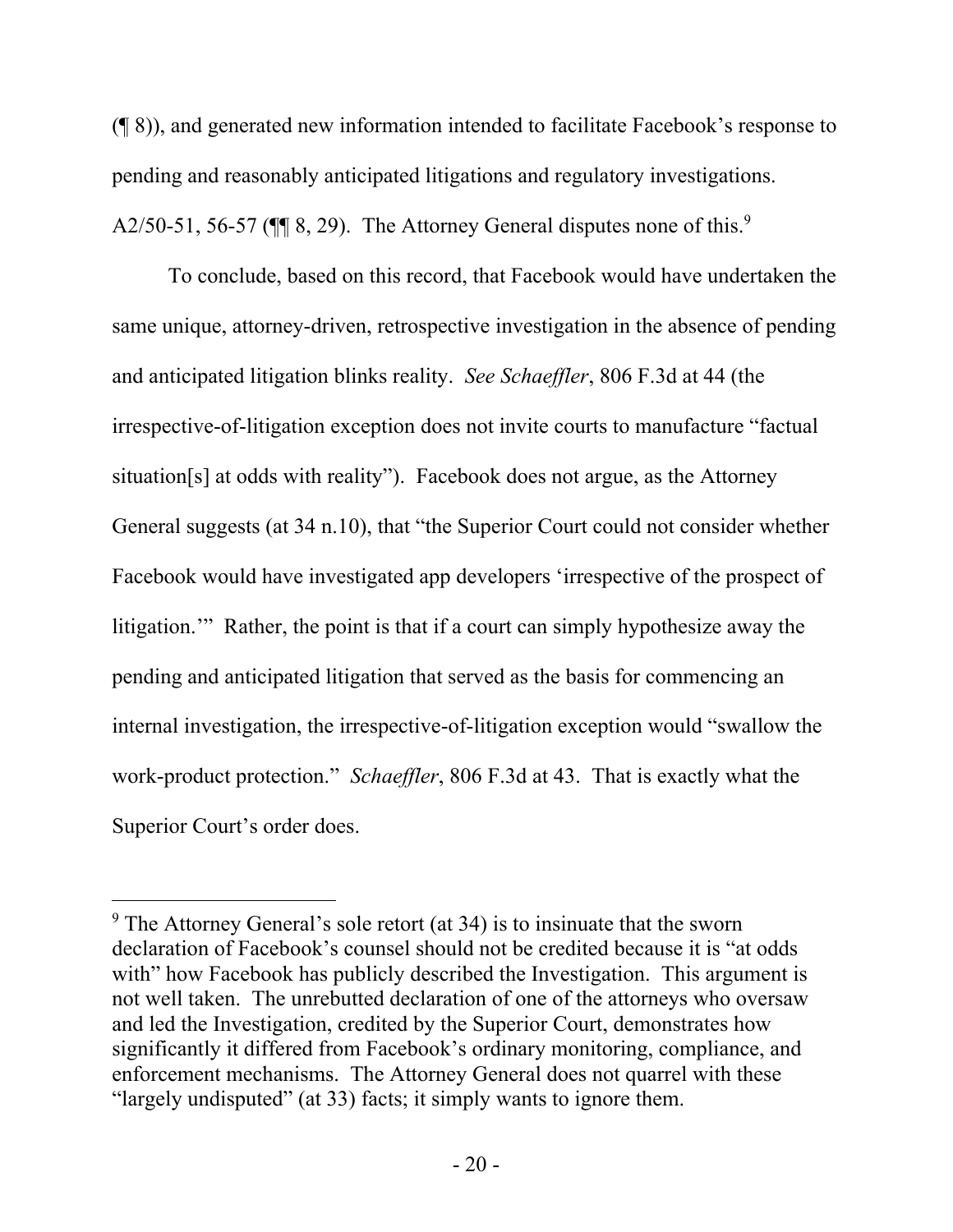(¶ 8)), and generated new information intended to facilitate Facebook's response to pending and reasonably anticipated litigations and regulatory investigations. A2/50-51, 56-57 (¶¶ 8, 29). The Attorney General disputes none of this.[9]

To conclude, based on this record, that Facebook would have undertaken the same unique, attorney-driven, retrospective investigation in the absence of pending and anticipated litigation blinks reality. *See Schaeffler*, 806 F.3d at 44 (the irrespective-of-litigation exception does not invite courts to manufacture "factual situation[s] at odds with reality"). Facebook does not argue, as the Attorney General suggests (at 34 n.10), that "the Superior Court could not consider whether Facebook would have investigated app developers 'irrespective of the prospect of litigation.'" Rather, the point is that if a court can simply hypothesize away the pending and anticipated litigation that served as the basis for commencing an internal investigation, the irrespective-of-litigation exception would "swallow the work-product protection." *Schaeffler*, 806 F.3d at 43. That is exactly what the Superior Court's order does.

---

[9] The Attorney General's sole retort (at 34) is to insinuate that the sworn declaration of Facebook's counsel should not be credited because it is "at odds with" how Facebook has publicly described the Investigation. This argument is not well taken. The unrebutted declaration of one of the attorneys who oversaw and led the Investigation, credited by the Superior Court, demonstrates how significantly it differed from Facebook's ordinary monitoring, compliance, and enforcement mechanisms. The Attorney General does not quarrel with these "largely undisputed" (at 33) facts; it simply wants to ignore them.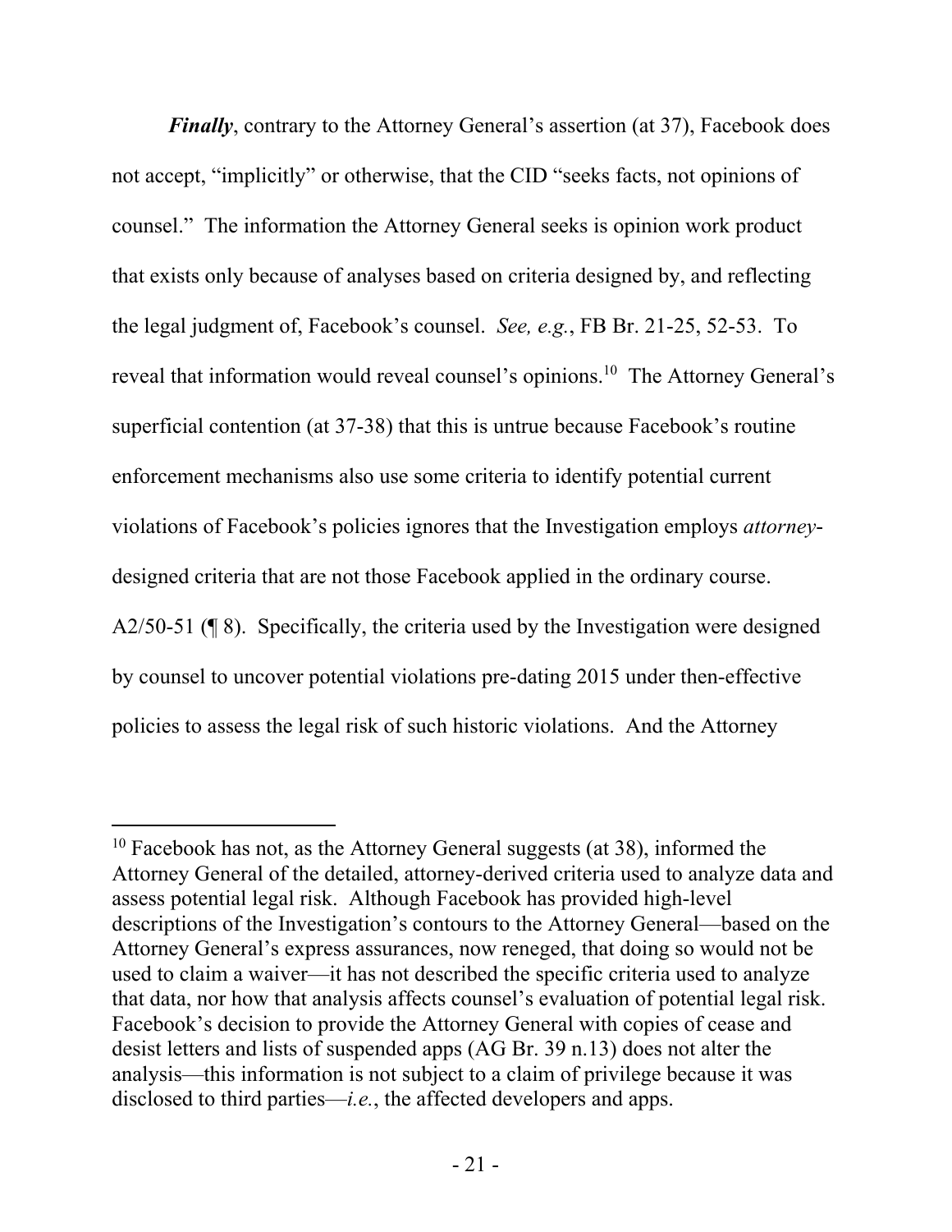***Finally***, contrary to the Attorney General's assertion (at 37), Facebook does not accept, "implicitly" or otherwise, that the CID "seeks facts, not opinions of counsel." The information the Attorney General seeks is opinion work product that exists only because of analyses based on criteria designed by, and reflecting the legal judgment of, Facebook's counsel. *See, e.g.*, FB Br. 21-25, 52-53. To reveal that information would reveal counsel's opinions.[10] The Attorney General's superficial contention (at 37-38) that this is untrue because Facebook's routine enforcement mechanisms also use some criteria to identify potential current violations of Facebook's policies ignores that the Investigation employs *attorney*-designed criteria that are not those Facebook applied in the ordinary course. A2/50-51 (¶ 8). Specifically, the criteria used by the Investigation were designed by counsel to uncover potential violations pre-dating 2015 under then-effective policies to assess the legal risk of such historic violations. And the Attorney

---

[10] Facebook has not, as the Attorney General suggests (at 38), informed the Attorney General of the detailed, attorney-derived criteria used to analyze data and assess potential legal risk. Although Facebook has provided high-level descriptions of the Investigation's contours to the Attorney General—based on the Attorney General's express assurances, now reneged, that doing so would not be used to claim a waiver—it has not described the specific criteria used to analyze that data, nor how that analysis affects counsel's evaluation of potential legal risk. Facebook's decision to provide the Attorney General with copies of cease and desist letters and lists of suspended apps (AG Br. 39 n.13) does not alter the analysis—this information is not subject to a claim of privilege because it was disclosed to third parties—*i.e.*, the affected developers and apps.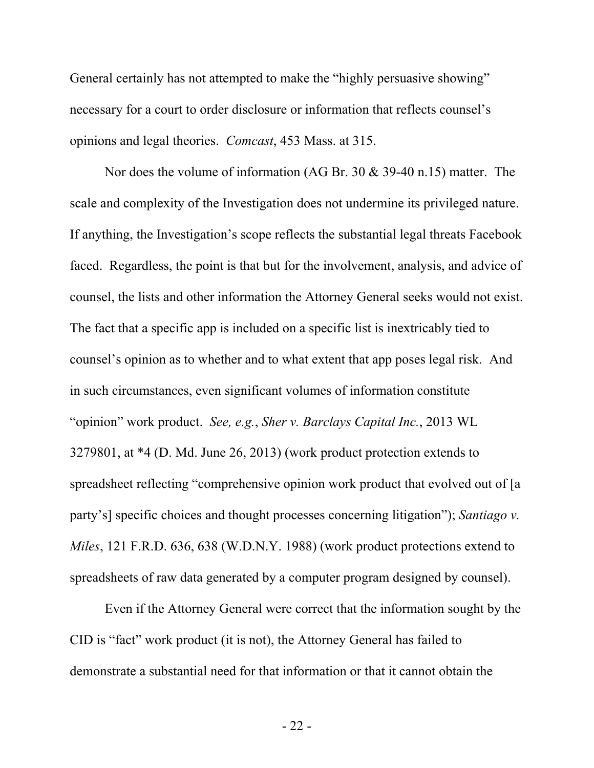General certainly has not attempted to make the "highly persuasive showing" necessary for a court to order disclosure or information that reflects counsel's opinions and legal theories. *Comcast*, 453 Mass. at 315.

Nor does the volume of information (AG Br. 30 & 39-40 n.15) matter. The scale and complexity of the Investigation does not undermine its privileged nature. If anything, the Investigation's scope reflects the substantial legal threats Facebook faced. Regardless, the point is that but for the involvement, analysis, and advice of counsel, the lists and other information the Attorney General seeks would not exist. The fact that a specific app is included on a specific list is inextricably tied to counsel's opinion as to whether and to what extent that app poses legal risk. And in such circumstances, even significant volumes of information constitute "opinion" work product. *See, e.g.*, *Sher v. Barclays Capital Inc.*, 2013 WL 3279801, at *4 (D. Md. June 26, 2013) (work product protection extends to spreadsheet reflecting "comprehensive opinion work product that evolved out of [a party's] specific choices and thought processes concerning litigation"); *Santiago v. Miles*, 121 F.R.D. 636, 638 (W.D.N.Y. 1988) (work product protections extend to spreadsheets of raw data generated by a computer program designed by counsel).

Even if the Attorney General were correct that the information sought by the CID is "fact" work product (it is not), the Attorney General has failed to demonstrate a substantial need for that information or that it cannot obtain the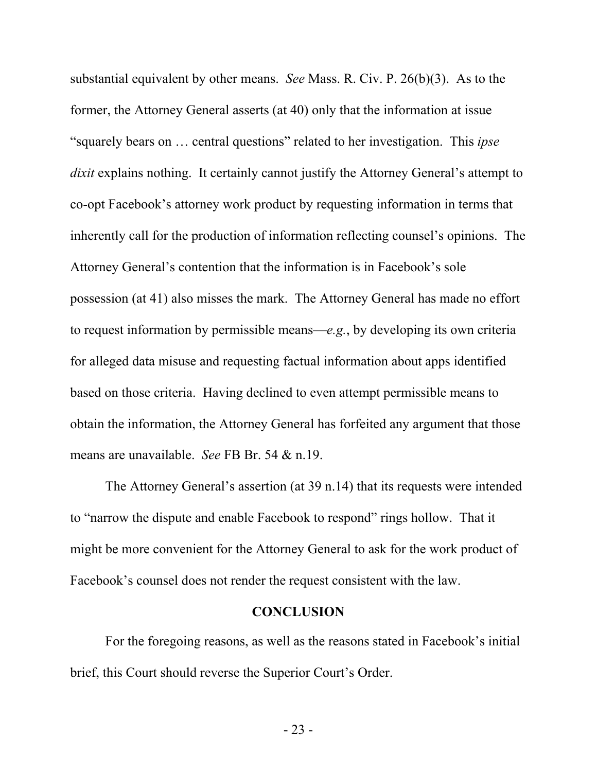substantial equivalent by other means. *See* Mass. R. Civ. P. 26(b)(3). As to the former, the Attorney General asserts (at 40) only that the information at issue "squarely bears on … central questions" related to her investigation. This *ipse dixit* explains nothing. It certainly cannot justify the Attorney General's attempt to co-opt Facebook's attorney work product by requesting information in terms that inherently call for the production of information reflecting counsel's opinions. The Attorney General's contention that the information is in Facebook's sole possession (at 41) also misses the mark. The Attorney General has made no effort to request information by permissible means—*e.g.*, by developing its own criteria for alleged data misuse and requesting factual information about apps identified based on those criteria. Having declined to even attempt permissible means to obtain the information, the Attorney General has forfeited any argument that those means are unavailable. *See* FB Br. 54 & n.19.

The Attorney General's assertion (at 39 n.14) that its requests were intended to "narrow the dispute and enable Facebook to respond" rings hollow. That it might be more convenient for the Attorney General to ask for the work product of Facebook's counsel does not render the request consistent with the law.

## CONCLUSION

For the foregoing reasons, as well as the reasons stated in Facebook's initial brief, this Court should reverse the Superior Court's Order.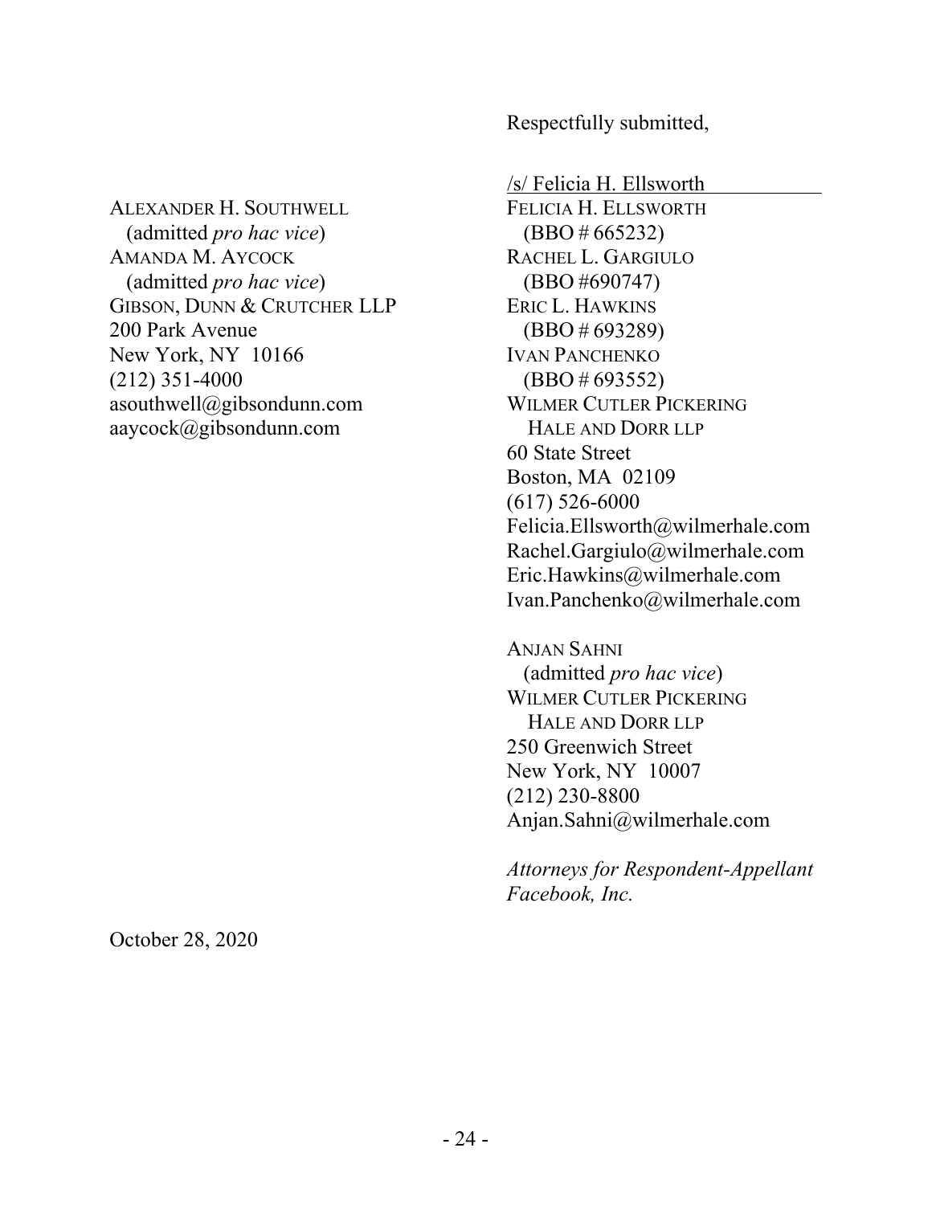Respectfully submitted,

/s/ Felicia H. Ellsworth
FELICIA H. ELLSWORTH
(BBO # 665232)
RACHEL L. GARGIULO
(BBO #690747)
ERIC L. HAWKINS
(BBO # 693289)
IVAN PANCHENKO
(BBO # 693552)
WILMER CUTLER PICKERING
HALE AND DORR LLP
60 State Street
Boston, MA 02109
(617) 526-6000
Felicia.Ellsworth@wilmerhale.com
Rachel.Gargiulo@wilmerhale.com
Eric.Hawkins@wilmerhale.com
Ivan.Panchenko@wilmerhale.com

ANJAN SAHNI
(admitted *pro hac vice*)
WILMER CUTLER PICKERING
HALE AND DORR LLP
250 Greenwich Street
New York, NY 10007
(212) 230-8800
Anjan.Sahni@wilmerhale.com

*Attorneys for Respondent-Appellant Facebook, Inc.*

ALEXANDER H. SOUTHWELL
(admitted *pro hac vice*)
AMANDA M. AYCOCK
(admitted *pro hac vice*)
GIBSON, DUNN & CRUTCHER LLP
200 Park Avenue
New York, NY 10166
(212) 351-4000
asouthwell@gibsondunn.com
aaycock@gibsondunn.com

October 28, 2020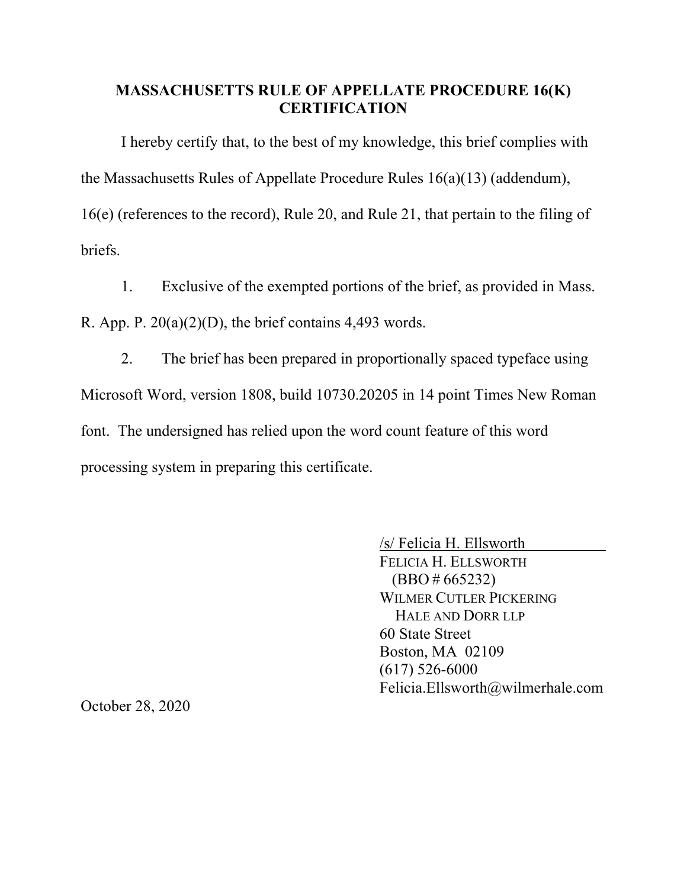## MASSACHUSETTS RULE OF APPELLATE PROCEDURE 16(K) CERTIFICATION

I hereby certify that, to the best of my knowledge, this brief complies with the Massachusetts Rules of Appellate Procedure Rules 16(a)(13) (addendum), 16(e) (references to the record), Rule 20, and Rule 21, that pertain to the filing of briefs.

1. Exclusive of the exempted portions of the brief, as provided in Mass. R. App. P. 20(a)(2)(D), the brief contains 4,493 words.

2. The brief has been prepared in proportionally spaced typeface using Microsoft Word, version 1808, build 10730.20205 in 14 point Times New Roman font. The undersigned has relied upon the word count feature of this word processing system in preparing this certificate.

/s/ Felicia H. Ellsworth
FELICIA H. ELLSWORTH
(BBO # 665232)
WILMER CUTLER PICKERING
HALE AND DORR LLP
60 State Street
Boston, MA 02109
(617) 526-6000
Felicia.Ellsworth@wilmerhale.com

October 28, 2020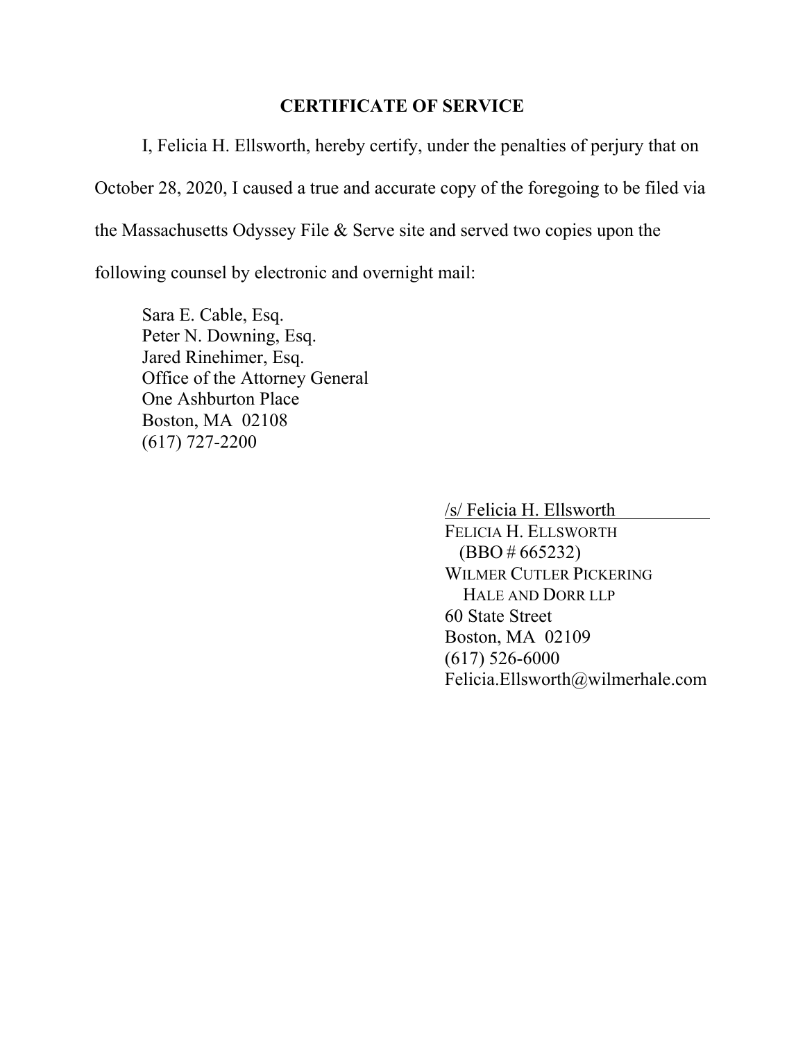## CERTIFICATE OF SERVICE

I, Felicia H. Ellsworth, hereby certify, under the penalties of perjury that on October 28, 2020, I caused a true and accurate copy of the foregoing to be filed via the Massachusetts Odyssey File & Serve site and served two copies upon the following counsel by electronic and overnight mail:

Sara E. Cable, Esq.
Peter N. Downing, Esq.
Jared Rinehimer, Esq.
Office of the Attorney General
One Ashburton Place
Boston, MA 02108
(617) 727-2200

/s/ Felicia H. Ellsworth
FELICIA H. ELLSWORTH
(BBO # 665232)
WILMER CUTLER PICKERING
HALE AND DORR LLP
60 State Street
Boston, MA 02109
(617) 526-6000
Felicia.Ellsworth@wilmerhale.com